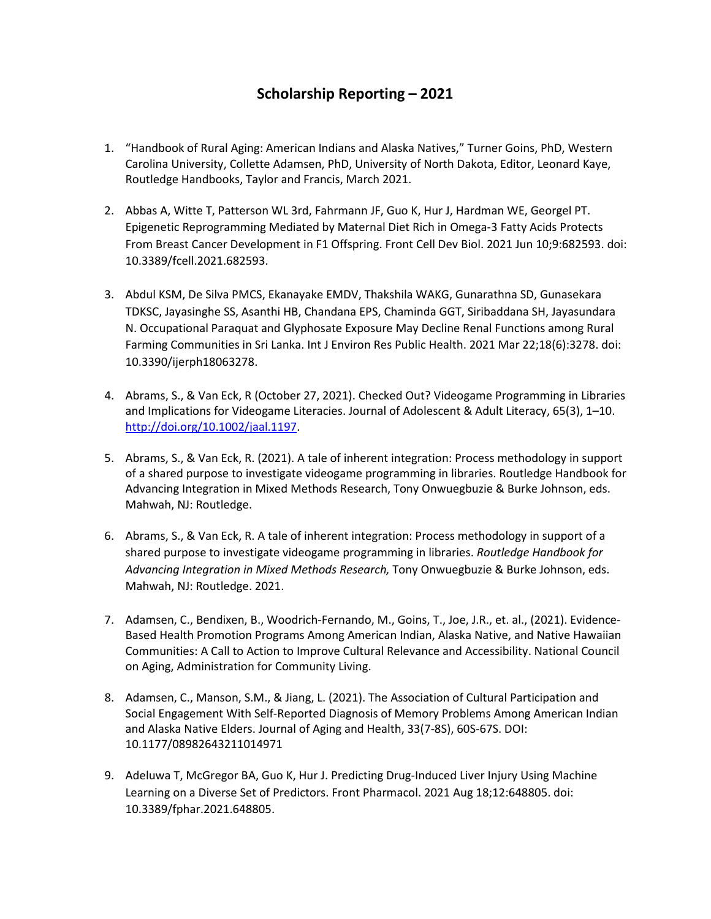# Scholarship Reporting – 2021

1. "Handbook of Rural Aging: American Indians and Alaska Natives," Turner Goins, PhD, Western Carolina University, Collette Adamsen, PhD, University of North Dakota, Editor, Leonard Kaye, Routledge Handbooks, Taylor and Francis, March 2021.

2. Abbas A, Witte T, Patterson WL 3rd, Fahrmann JF, Guo K, Hur J, Hardman WE, Georgel PT. Epigenetic Reprogramming Mediated by Maternal Diet Rich in Omega-3 Fatty Acids Protects From Breast Cancer Development in F1 Offspring. Front Cell Dev Biol. 2021 Jun 10;9:682593. doi: 10.3389/fcell.2021.682593.

3. Abdul KSM, De Silva PMCS, Ekanayake EMDV, Thakshila WAKG, Gunarathna SD, Gunasekara TDKSC, Jayasinghe SS, Asanthi HB, Chandana EPS, Chaminda GGT, Siribaddana SH, Jayasundara N. Occupational Paraquat and Glyphosate Exposure May Decline Renal Functions among Rural Farming Communities in Sri Lanka. Int J Environ Res Public Health. 2021 Mar 22;18(6):3278. doi: 10.3390/ijerph18063278.

4. Abrams, S., & Van Eck, R (October 27, 2021). Checked Out? Videogame Programming in Libraries and Implications for Videogame Literacies. Journal of Adolescent & Adult Literacy, 65(3), 1–10. http://doi.org/10.1002/jaal.1197.

5. Abrams, S., & Van Eck, R. (2021). A tale of inherent integration: Process methodology in support of a shared purpose to investigate videogame programming in libraries. Routledge Handbook for Advancing Integration in Mixed Methods Research, Tony Onwuegbuzie & Burke Johnson, eds. Mahwah, NJ: Routledge.

6. Abrams, S., & Van Eck, R. A tale of inherent integration: Process methodology in support of a shared purpose to investigate videogame programming in libraries. *Routledge Handbook for Advancing Integration in Mixed Methods Research,* Tony Onwuegbuzie & Burke Johnson, eds. Mahwah, NJ: Routledge. 2021.

7. Adamsen, C., Bendixen, B., Woodrich-Fernando, M., Goins, T., Joe, J.R., et. al., (2021). Evidence-Based Health Promotion Programs Among American Indian, Alaska Native, and Native Hawaiian Communities: A Call to Action to Improve Cultural Relevance and Accessibility. National Council on Aging, Administration for Community Living.

8. Adamsen, C., Manson, S.M., & Jiang, L. (2021). The Association of Cultural Participation and Social Engagement With Self-Reported Diagnosis of Memory Problems Among American Indian and Alaska Native Elders. Journal of Aging and Health, 33(7-8S), 60S-67S. DOI: 10.1177/08982643211014971

9. Adeluwa T, McGregor BA, Guo K, Hur J. Predicting Drug-Induced Liver Injury Using Machine Learning on a Diverse Set of Predictors. Front Pharmacol. 2021 Aug 18;12:648805. doi: 10.3389/fphar.2021.648805.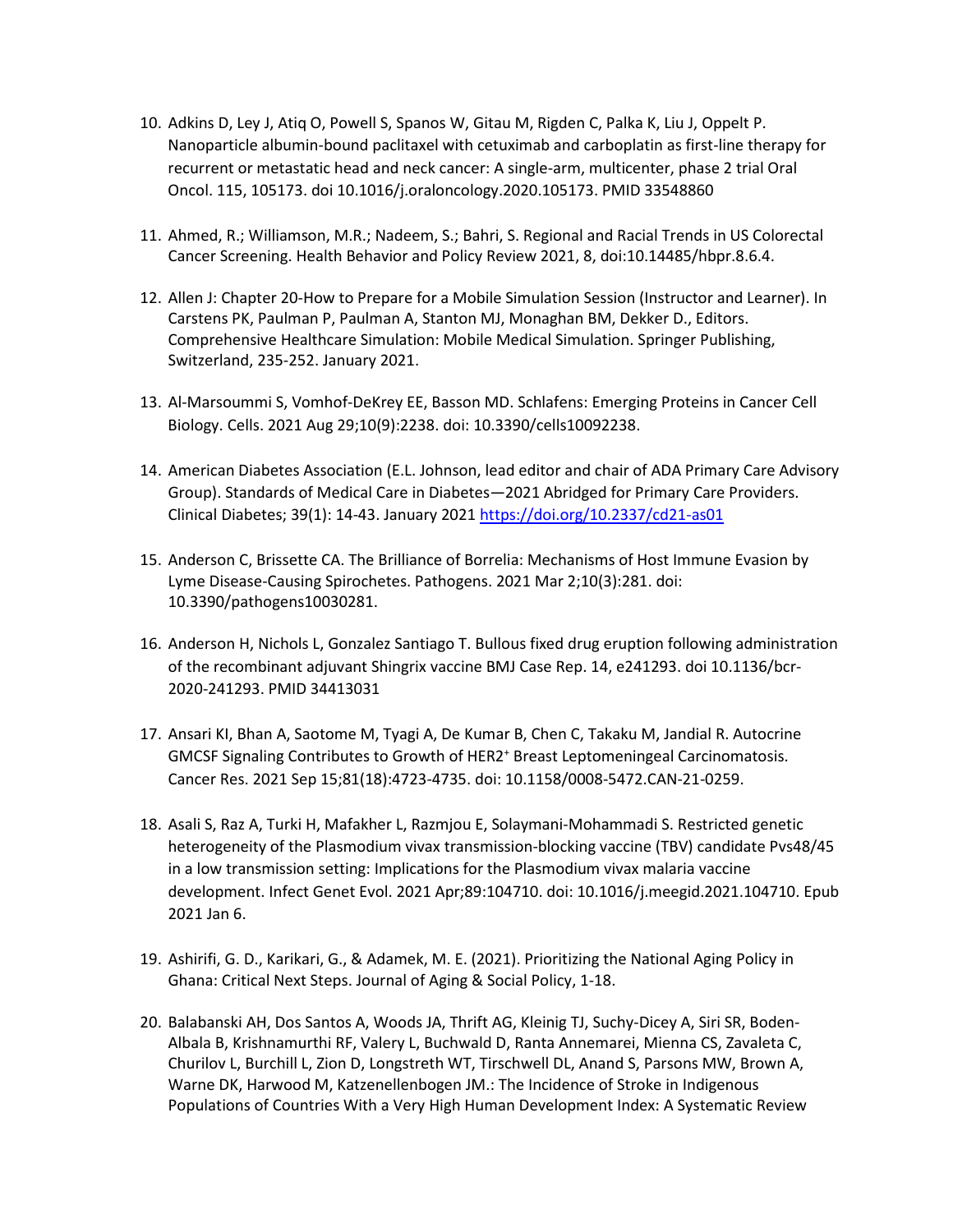10. Adkins D, Ley J, Atiq O, Powell S, Spanos W, Gitau M, Rigden C, Palka K, Liu J, Oppelt P. Nanoparticle albumin-bound paclitaxel with cetuximab and carboplatin as first-line therapy for recurrent or metastatic head and neck cancer: A single-arm, multicenter, phase 2 trial Oral Oncol. 115, 105173. doi 10.1016/j.oraloncology.2020.105173. PMID 33548860

11. Ahmed, R.; Williamson, M.R.; Nadeem, S.; Bahri, S. Regional and Racial Trends in US Colorectal Cancer Screening. Health Behavior and Policy Review 2021, 8, doi:10.14485/hbpr.8.6.4.

12. Allen J: Chapter 20-How to Prepare for a Mobile Simulation Session (Instructor and Learner). In Carstens PK, Paulman P, Paulman A, Stanton MJ, Monaghan BM, Dekker D., Editors. Comprehensive Healthcare Simulation: Mobile Medical Simulation. Springer Publishing, Switzerland, 235-252. January 2021.

13. Al-Marsoummi S, Vomhof-DeKrey EE, Basson MD. Schlafens: Emerging Proteins in Cancer Cell Biology. Cells. 2021 Aug 29;10(9):2238. doi: 10.3390/cells10092238.

14. American Diabetes Association (E.L. Johnson, lead editor and chair of ADA Primary Care Advisory Group). Standards of Medical Care in Diabetes—2021 Abridged for Primary Care Providers. Clinical Diabetes; 39(1): 14-43. January 2021 https://doi.org/10.2337/cd21-as01

15. Anderson C, Brissette CA. The Brilliance of Borrelia: Mechanisms of Host Immune Evasion by Lyme Disease-Causing Spirochetes. Pathogens. 2021 Mar 2;10(3):281. doi: 10.3390/pathogens10030281.

16. Anderson H, Nichols L, Gonzalez Santiago T. Bullous fixed drug eruption following administration of the recombinant adjuvant Shingrix vaccine BMJ Case Rep. 14, e241293. doi 10.1136/bcr-2020-241293. PMID 34413031

17. Ansari KI, Bhan A, Saotome M, Tyagi A, De Kumar B, Chen C, Takaku M, Jandial R. Autocrine GMCSF Signaling Contributes to Growth of HER2$^{+}$ Breast Leptomeningeal Carcinomatosis. Cancer Res. 2021 Sep 15;81(18):4723-4735. doi: 10.1158/0008-5472.CAN-21-0259.

18. Asali S, Raz A, Turki H, Mafakher L, Razmjou E, Solaymani-Mohammadi S. Restricted genetic heterogeneity of the Plasmodium vivax transmission-blocking vaccine (TBV) candidate Pvs48/45 in a low transmission setting: Implications for the Plasmodium vivax malaria vaccine development. Infect Genet Evol. 2021 Apr;89:104710. doi: 10.1016/j.meegid.2021.104710. Epub 2021 Jan 6.

19. Ashirifi, G. D., Karikari, G., & Adamek, M. E. (2021). Prioritizing the National Aging Policy in Ghana: Critical Next Steps. Journal of Aging & Social Policy, 1-18.

20. Balabanski AH, Dos Santos A, Woods JA, Thrift AG, Kleinig TJ, Suchy-Dicey A, Siri SR, Boden-Albala B, Krishnamurthi RF, Valery L, Buchwald D, Ranta Annemarei, Mienna CS, Zavaleta C, Churilov L, Burchill L, Zion D, Longstreth WT, Tirschwell DL, Anand S, Parsons MW, Brown A, Warne DK, Harwood M, Katzenellenbogen JM.: The Incidence of Stroke in Indigenous Populations of Countries With a Very High Human Development Index: A Systematic Review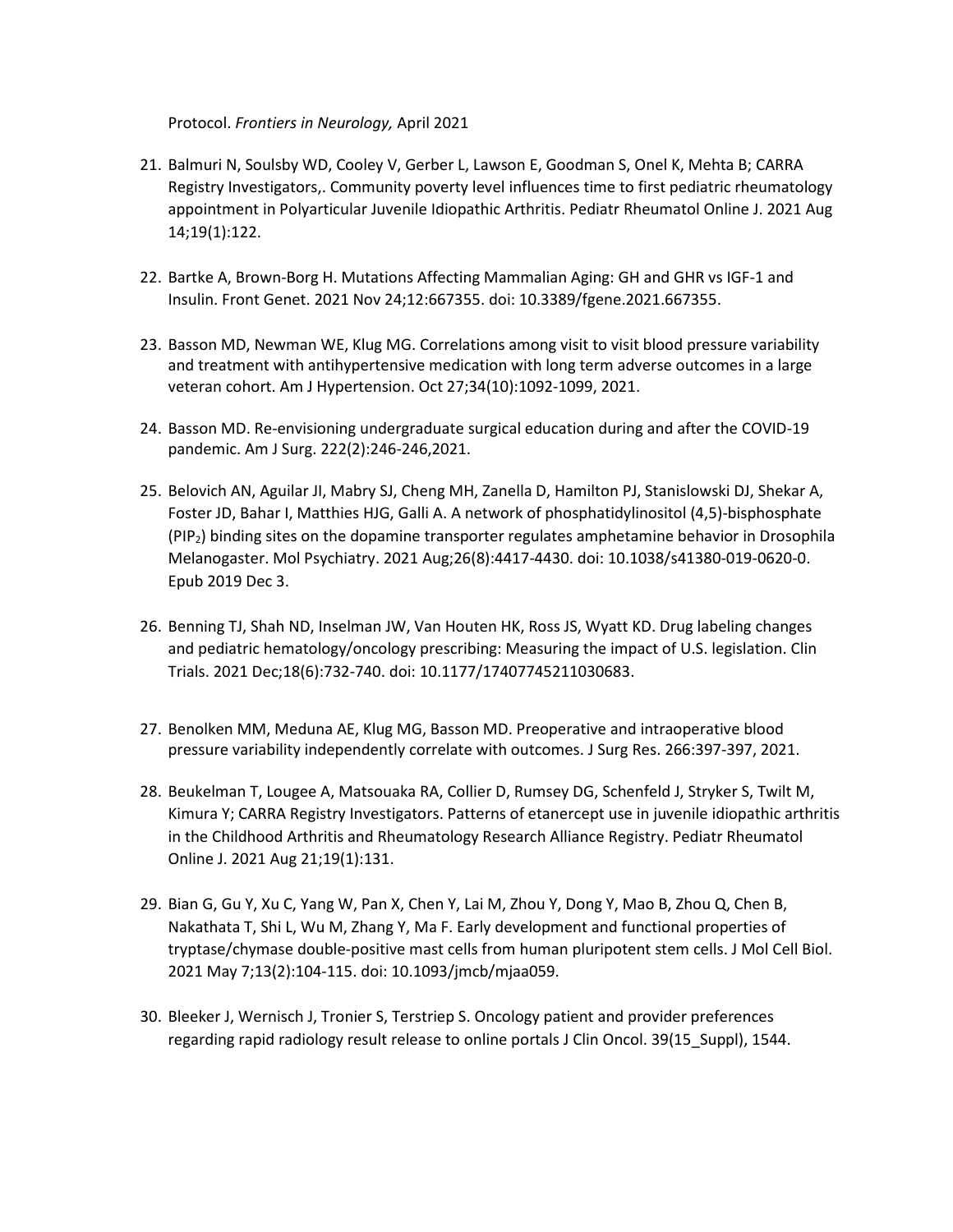Protocol. *Frontiers in Neurology,* April 2021

21. Balmuri N, Soulsby WD, Cooley V, Gerber L, Lawson E, Goodman S, Onel K, Mehta B; CARRA Registry Investigators,. Community poverty level influences time to first pediatric rheumatology appointment in Polyarticular Juvenile Idiopathic Arthritis. Pediatr Rheumatol Online J. 2021 Aug 14;19(1):122.

22. Bartke A, Brown-Borg H. Mutations Affecting Mammalian Aging: GH and GHR vs IGF-1 and Insulin. Front Genet. 2021 Nov 24;12:667355. doi: 10.3389/fgene.2021.667355.

23. Basson MD, Newman WE, Klug MG. Correlations among visit to visit blood pressure variability and treatment with antihypertensive medication with long term adverse outcomes in a large veteran cohort. Am J Hypertension. Oct 27;34(10):1092-1099, 2021.

24. Basson MD. Re-envisioning undergraduate surgical education during and after the COVID-19 pandemic. Am J Surg. 222(2):246-246,2021.

25. Belovich AN, Aguilar JI, Mabry SJ, Cheng MH, Zanella D, Hamilton PJ, Stanislowski DJ, Shekar A, Foster JD, Bahar I, Matthies HJG, Galli A. A network of phosphatidylinositol (4,5)-bisphosphate ($PIP_2$) binding sites on the dopamine transporter regulates amphetamine behavior in Drosophila Melanogaster. Mol Psychiatry. 2021 Aug;26(8):4417-4430. doi: 10.1038/s41380-019-0620-0. Epub 2019 Dec 3.

26. Benning TJ, Shah ND, Inselman JW, Van Houten HK, Ross JS, Wyatt KD. Drug labeling changes and pediatric hematology/oncology prescribing: Measuring the impact of U.S. legislation. Clin Trials. 2021 Dec;18(6):732-740. doi: 10.1177/17407745211030683.

27. Benolken MM, Meduna AE, Klug MG, Basson MD. Preoperative and intraoperative blood pressure variability independently correlate with outcomes. J Surg Res. 266:397-397, 2021.

28. Beukelman T, Lougee A, Matsouaka RA, Collier D, Rumsey DG, Schenfeld J, Stryker S, Twilt M, Kimura Y; CARRA Registry Investigators. Patterns of etanercept use in juvenile idiopathic arthritis in the Childhood Arthritis and Rheumatology Research Alliance Registry. Pediatr Rheumatol Online J. 2021 Aug 21;19(1):131.

29. Bian G, Gu Y, Xu C, Yang W, Pan X, Chen Y, Lai M, Zhou Y, Dong Y, Mao B, Zhou Q, Chen B, Nakathata T, Shi L, Wu M, Zhang Y, Ma F. Early development and functional properties of tryptase/chymase double-positive mast cells from human pluripotent stem cells. J Mol Cell Biol. 2021 May 7;13(2):104-115. doi: 10.1093/jmcb/mjaa059.

30. Bleeker J, Wernisch J, Tronier S, Terstriep S. Oncology patient and provider preferences regarding rapid radiology result release to online portals J Clin Oncol. 39(15_Suppl), 1544.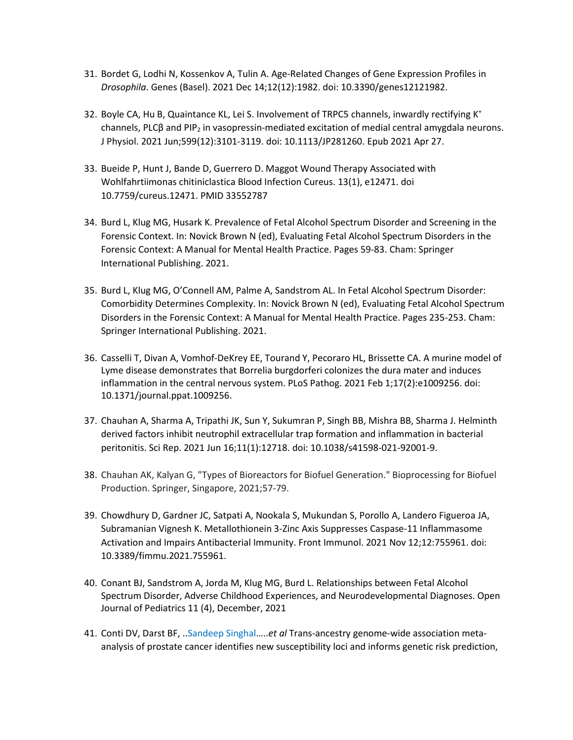31. Bordet G, Lodhi N, Kossenkov A, Tulin A. Age-Related Changes of Gene Expression Profiles in *Drosophila*. Genes (Basel). 2021 Dec 14;12(12):1982. doi: 10.3390/genes12121982.

32. Boyle CA, Hu B, Quaintance KL, Lei S. Involvement of TRPC5 channels, inwardly rectifying $K^+$ channels, PLCβ and $PIP_2$ in vasopressin-mediated excitation of medial central amygdala neurons. J Physiol. 2021 Jun;599(12):3101-3119. doi: 10.1113/JP281260. Epub 2021 Apr 27.

33. Bueide P, Hunt J, Bande D, Guerrero D. Maggot Wound Therapy Associated with Wohlfahrtiimonas chitiniclastica Blood Infection Cureus. 13(1), e12471. doi 10.7759/cureus.12471. PMID 33552787

34. Burd L, Klug MG, Husark K. Prevalence of Fetal Alcohol Spectrum Disorder and Screening in the Forensic Context. In: Novick Brown N (ed), Evaluating Fetal Alcohol Spectrum Disorders in the Forensic Context: A Manual for Mental Health Practice. Pages 59-83. Cham: Springer International Publishing. 2021.

35. Burd L, Klug MG, O'Connell AM, Palme A, Sandstrom AL. In Fetal Alcohol Spectrum Disorder: Comorbidity Determines Complexity. In: Novick Brown N (ed), Evaluating Fetal Alcohol Spectrum Disorders in the Forensic Context: A Manual for Mental Health Practice. Pages 235-253. Cham: Springer International Publishing. 2021.

36. Casselli T, Divan A, Vomhof-DeKrey EE, Tourand Y, Pecoraro HL, Brissette CA. A murine model of Lyme disease demonstrates that Borrelia burgdorferi colonizes the dura mater and induces inflammation in the central nervous system. PLoS Pathog. 2021 Feb 1;17(2):e1009256. doi: 10.1371/journal.ppat.1009256.

37. Chauhan A, Sharma A, Tripathi JK, Sun Y, Sukumran P, Singh BB, Mishra BB, Sharma J. Helminth derived factors inhibit neutrophil extracellular trap formation and inflammation in bacterial peritonitis. Sci Rep. 2021 Jun 16;11(1):12718. doi: 10.1038/s41598-021-92001-9.

38. Chauhan AK, Kalyan G, "Types of Bioreactors for Biofuel Generation." Bioprocessing for Biofuel Production. Springer, Singapore, 2021;57-79.

39. Chowdhury D, Gardner JC, Satpati A, Nookala S, Mukundan S, Porollo A, Landero Figueroa JA, Subramanian Vignesh K. Metallothionein 3-Zinc Axis Suppresses Caspase-11 Inflammasome Activation and Impairs Antibacterial Immunity. Front Immunol. 2021 Nov 12;12:755961. doi: 10.3389/fimmu.2021.755961.

40. Conant BJ, Sandstrom A, Jorda M, Klug MG, Burd L. Relationships between Fetal Alcohol Spectrum Disorder, Adverse Childhood Experiences, and Neurodevelopmental Diagnoses. Open Journal of Pediatrics 11 (4), December, 2021

41. Conti DV, Darst BF, ..Sandeep Singhal…..*et al* Trans-ancestry genome-wide association meta-analysis of prostate cancer identifies new susceptibility loci and informs genetic risk prediction,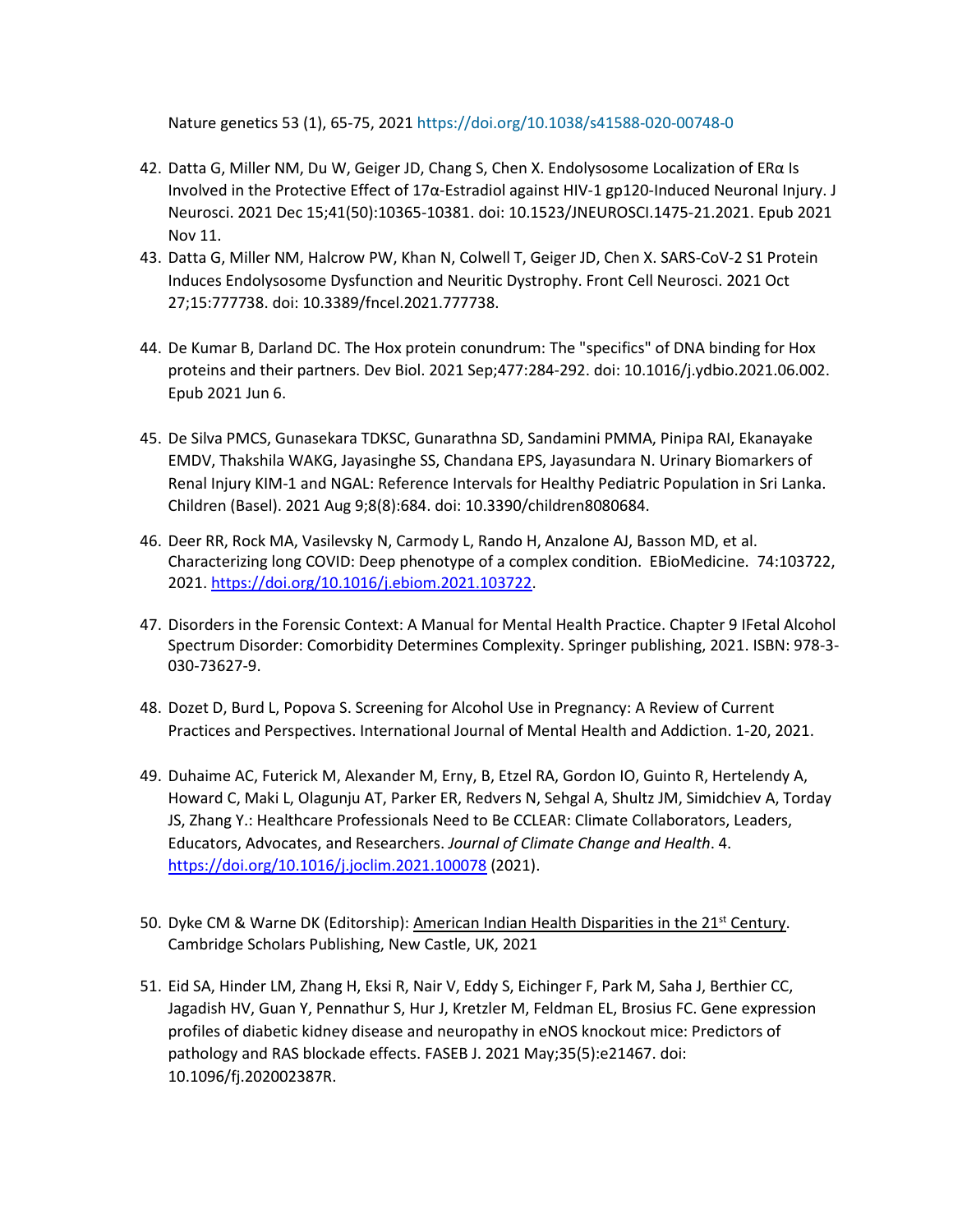Nature genetics 53 (1), 65-75, 2021 https://doi.org/10.1038/s41588-020-00748-0

42. Datta G, Miller NM, Du W, Geiger JD, Chang S, Chen X. Endolysosome Localization of ERα Is Involved in the Protective Effect of 17α-Estradiol against HIV-1 gp120-Induced Neuronal Injury. J Neurosci. 2021 Dec 15;41(50):10365-10381. doi: 10.1523/JNEUROSCI.1475-21.2021. Epub 2021 Nov 11.
43. Datta G, Miller NM, Halcrow PW, Khan N, Colwell T, Geiger JD, Chen X. SARS-CoV-2 S1 Protein Induces Endolysosome Dysfunction and Neuritic Dystrophy. Front Cell Neurosci. 2021 Oct 27;15:777738. doi: 10.3389/fncel.2021.777738.

44. De Kumar B, Darland DC. The Hox protein conundrum: The "specifics" of DNA binding for Hox proteins and their partners. Dev Biol. 2021 Sep;477:284-292. doi: 10.1016/j.ydbio.2021.06.002. Epub 2021 Jun 6.

45. De Silva PMCS, Gunasekara TDKSC, Gunarathna SD, Sandamini PMMA, Pinipa RAI, Ekanayake EMDV, Thakshila WAKG, Jayasinghe SS, Chandana EPS, Jayasundara N. Urinary Biomarkers of Renal Injury KIM-1 and NGAL: Reference Intervals for Healthy Pediatric Population in Sri Lanka. Children (Basel). 2021 Aug 9;8(8):684. doi: 10.3390/children8080684.

46. Deer RR, Rock MA, Vasilevsky N, Carmody L, Rando H, Anzalone AJ, Basson MD, et al. Characterizing long COVID: Deep phenotype of a complex condition. EBioMedicine. 74:103722, 2021. https://doi.org/10.1016/j.ebiom.2021.103722.

47. Disorders in the Forensic Context: A Manual for Mental Health Practice. Chapter 9 IFetal Alcohol Spectrum Disorder: Comorbidity Determines Complexity. Springer publishing, 2021. ISBN: 978-3-030-73627-9.

48. Dozet D, Burd L, Popova S. Screening for Alcohol Use in Pregnancy: A Review of Current Practices and Perspectives. International Journal of Mental Health and Addiction. 1-20, 2021.

49. Duhaime AC, Futerick M, Alexander M, Erny, B, Etzel RA, Gordon IO, Guinto R, Hertelendy A, Howard C, Maki L, Olagunju AT, Parker ER, Redvers N, Sehgal A, Shultz JM, Simidchiev A, Torday JS, Zhang Y.: Healthcare Professionals Need to Be CCLEAR: Climate Collaborators, Leaders, Educators, Advocates, and Researchers. *Journal of Climate Change and Health*. 4. https://doi.org/10.1016/j.joclim.2021.100078 (2021).

50. Dyke CM & Warne DK (Editorship): American Indian Health Disparities in the 21st Century. Cambridge Scholars Publishing, New Castle, UK, 2021

51. Eid SA, Hinder LM, Zhang H, Eksi R, Nair V, Eddy S, Eichinger F, Park M, Saha J, Berthier CC, Jagadish HV, Guan Y, Pennathur S, Hur J, Kretzler M, Feldman EL, Brosius FC. Gene expression profiles of diabetic kidney disease and neuropathy in eNOS knockout mice: Predictors of pathology and RAS blockade effects. FASEB J. 2021 May;35(5):e21467. doi: 10.1096/fj.202002387R.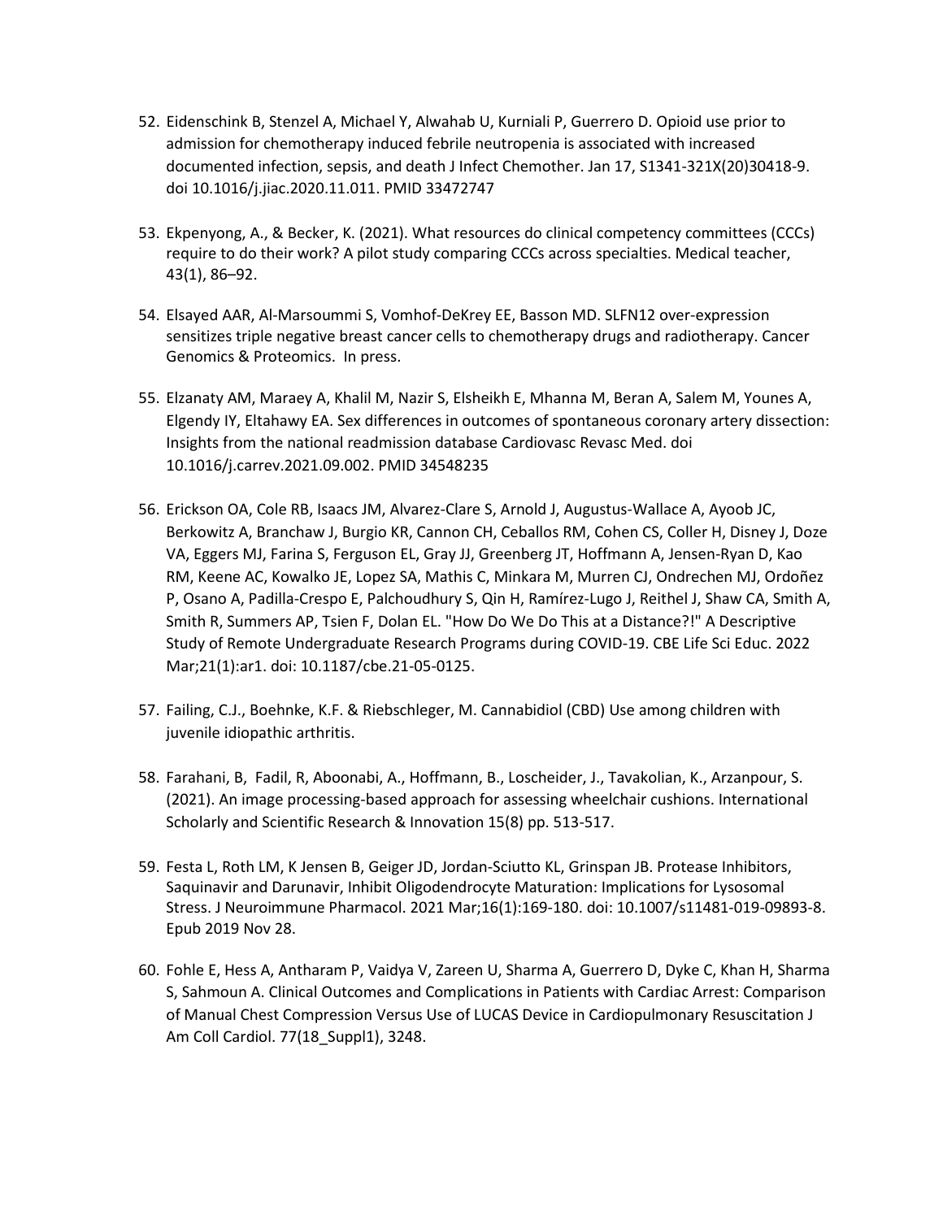52. Eidenschink B, Stenzel A, Michael Y, Alwahab U, Kurniali P, Guerrero D. Opioid use prior to admission for chemotherapy induced febrile neutropenia is associated with increased documented infection, sepsis, and death J Infect Chemother. Jan 17, S1341-321X(20)30418-9. doi 10.1016/j.jiac.2020.11.011. PMID 33472747

53. Ekpenyong, A., & Becker, K. (2021). What resources do clinical competency committees (CCCs) require to do their work? A pilot study comparing CCCs across specialties. Medical teacher, 43(1), 86–92.

54. Elsayed AAR, Al-Marsoummi S, Vomhof-DeKrey EE, Basson MD. SLFN12 over-expression sensitizes triple negative breast cancer cells to chemotherapy drugs and radiotherapy. Cancer Genomics & Proteomics. In press.

55. Elzanaty AM, Maraey A, Khalil M, Nazir S, Elsheikh E, Mhanna M, Beran A, Salem M, Younes A, Elgendy IY, Eltahawy EA. Sex differences in outcomes of spontaneous coronary artery dissection: Insights from the national readmission database Cardiovasc Revasc Med. doi 10.1016/j.carrev.2021.09.002. PMID 34548235

56. Erickson OA, Cole RB, Isaacs JM, Alvarez-Clare S, Arnold J, Augustus-Wallace A, Ayoob JC, Berkowitz A, Branchaw J, Burgio KR, Cannon CH, Ceballos RM, Cohen CS, Coller H, Disney J, Doze VA, Eggers MJ, Farina S, Ferguson EL, Gray JJ, Greenberg JT, Hoffmann A, Jensen-Ryan D, Kao RM, Keene AC, Kowalko JE, Lopez SA, Mathis C, Minkara M, Murren CJ, Ondrechen MJ, Ordoñez P, Osano A, Padilla-Crespo E, Palchoudhury S, Qin H, Ramírez-Lugo J, Reithel J, Shaw CA, Smith A, Smith R, Summers AP, Tsien F, Dolan EL. "How Do We Do This at a Distance?!" A Descriptive Study of Remote Undergraduate Research Programs during COVID-19. CBE Life Sci Educ. 2022 Mar;21(1):ar1. doi: 10.1187/cbe.21-05-0125.

57. Failing, C.J., Boehnke, K.F. & Riebschleger, M. Cannabidiol (CBD) Use among children with juvenile idiopathic arthritis.

58. Farahani, B, Fadil, R, Aboonabi, A., Hoffmann, B., Loscheider, J., Tavakolian, K., Arzanpour, S. (2021). An image processing-based approach for assessing wheelchair cushions. International Scholarly and Scientific Research & Innovation 15(8) pp. 513-517.

59. Festa L, Roth LM, K Jensen B, Geiger JD, Jordan-Sciutto KL, Grinspan JB. Protease Inhibitors, Saquinavir and Darunavir, Inhibit Oligodendrocyte Maturation: Implications for Lysosomal Stress. J Neuroimmune Pharmacol. 2021 Mar;16(1):169-180. doi: 10.1007/s11481-019-09893-8. Epub 2019 Nov 28.

60. Fohle E, Hess A, Antharam P, Vaidya V, Zareen U, Sharma A, Guerrero D, Dyke C, Khan H, Sharma S, Sahmoun A. Clinical Outcomes and Complications in Patients with Cardiac Arrest: Comparison of Manual Chest Compression Versus Use of LUCAS Device in Cardiopulmonary Resuscitation J Am Coll Cardiol. 77(18_Suppl1), 3248.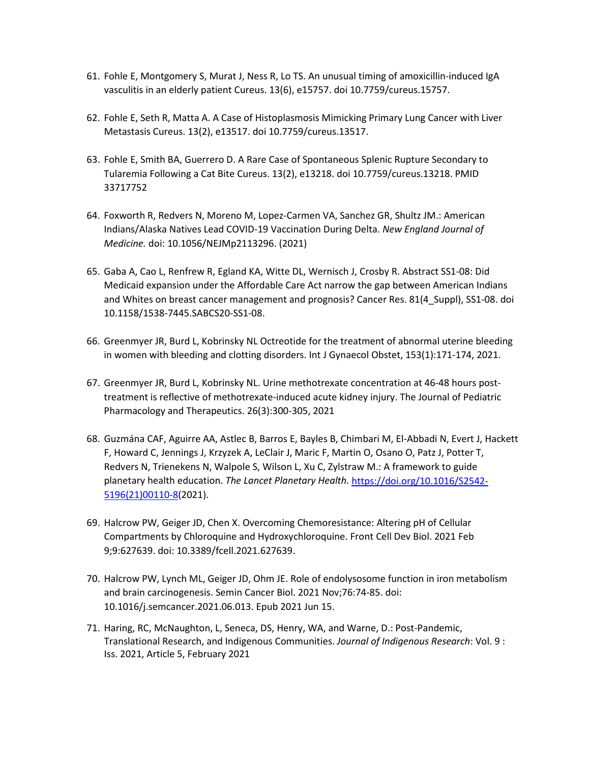61. Fohle E, Montgomery S, Murat J, Ness R, Lo TS. An unusual timing of amoxicillin-induced IgA vasculitis in an elderly patient Cureus. 13(6), e15757. doi 10.7759/cureus.15757.

62. Fohle E, Seth R, Matta A. A Case of Histoplasmosis Mimicking Primary Lung Cancer with Liver Metastasis Cureus. 13(2), e13517. doi 10.7759/cureus.13517.

63. Fohle E, Smith BA, Guerrero D. A Rare Case of Spontaneous Splenic Rupture Secondary to Tularemia Following a Cat Bite Cureus. 13(2), e13218. doi 10.7759/cureus.13218. PMID 33717752

64. Foxworth R, Redvers N, Moreno M, Lopez-Carmen VA, Sanchez GR, Shultz JM.: American Indians/Alaska Natives Lead COVID-19 Vaccination During Delta. *New England Journal of Medicine.* doi: 10.1056/NEJMp2113296. (2021)

65. Gaba A, Cao L, Renfrew R, Egland KA, Witte DL, Wernisch J, Crosby R. Abstract SS1-08: Did Medicaid expansion under the Affordable Care Act narrow the gap between American Indians and Whites on breast cancer management and prognosis? Cancer Res. 81(4_Suppl), SS1-08. doi 10.1158/1538-7445.SABCS20-SS1-08.

66. Greenmyer JR, Burd L, Kobrinsky NL Octreotide for the treatment of abnormal uterine bleeding in women with bleeding and clotting disorders. Int J Gynaecol Obstet, 153(1):171-174, 2021.

67. Greenmyer JR, Burd L, Kobrinsky NL. Urine methotrexate concentration at 46-48 hours post-treatment is reflective of methotrexate-induced acute kidney injury. The Journal of Pediatric Pharmacology and Therapeutics. 26(3):300-305, 2021

68. Guzmána CAF, Aguirre AA, Astlec B, Barros E, Bayles B, Chimbari M, El-Abbadi N, Evert J, Hackett F, Howard C, Jennings J, Krzyzek A, LeClair J, Maric F, Martin O, Osano O, Patz J, Potter T, Redvers N, Trienekens N, Walpole S, Wilson L, Xu C, Zylstraw M.: A framework to guide planetary health education. *The Lancet Planetary Health.* https://doi.org/10.1016/S2542-5196(21)00110-8(2021).

69. Halcrow PW, Geiger JD, Chen X. Overcoming Chemoresistance: Altering pH of Cellular Compartments by Chloroquine and Hydroxychloroquine. Front Cell Dev Biol. 2021 Feb 9;9:627639. doi: 10.3389/fcell.2021.627639.

70. Halcrow PW, Lynch ML, Geiger JD, Ohm JE. Role of endolysosome function in iron metabolism and brain carcinogenesis. Semin Cancer Biol. 2021 Nov;76:74-85. doi: 10.1016/j.semcancer.2021.06.013. Epub 2021 Jun 15.

71. Haring, RC, McNaughton, L, Seneca, DS, Henry, WA, and Warne, D.: Post-Pandemic, Translational Research, and Indigenous Communities. *Journal of Indigenous Research*: Vol. 9 : Iss. 2021, Article 5, February 2021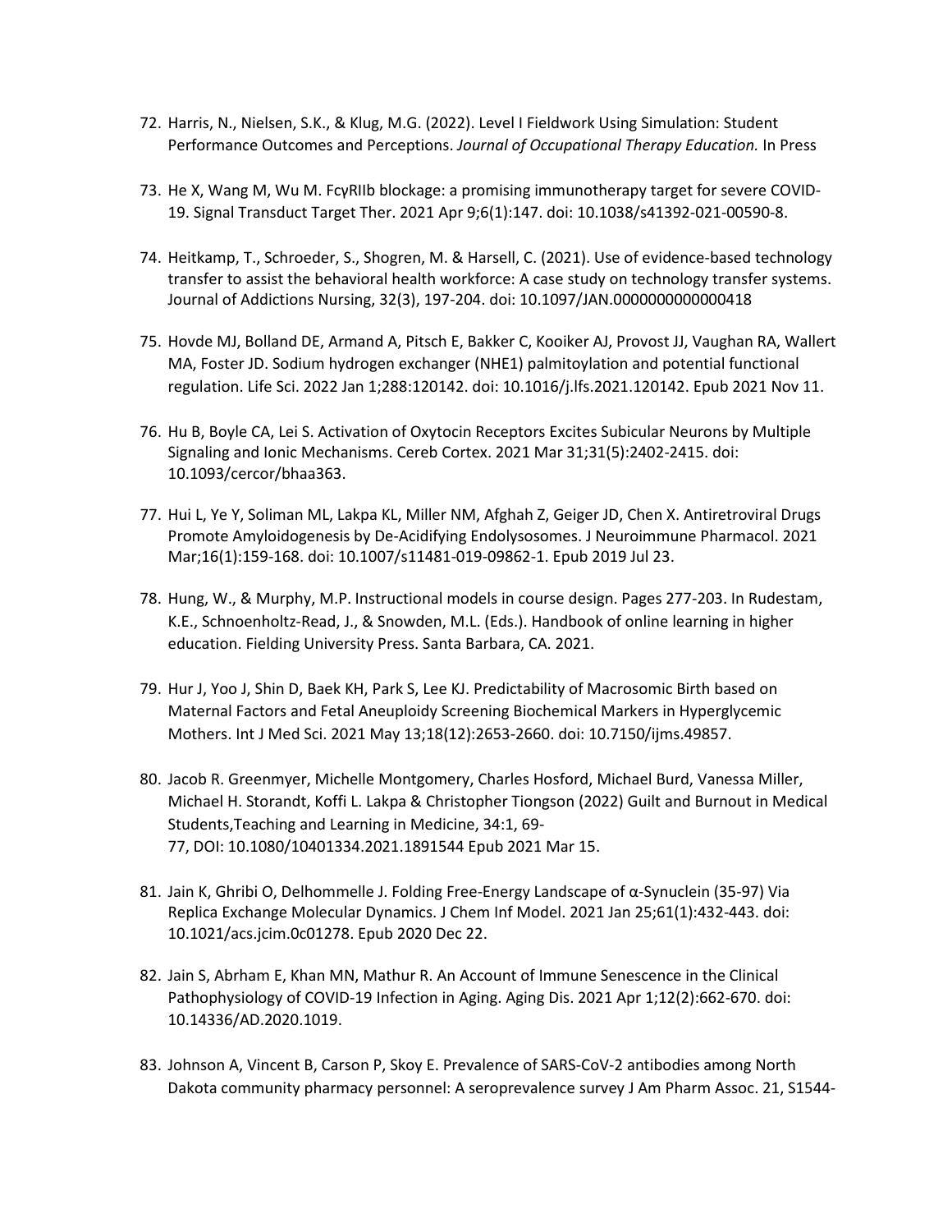72. Harris, N., Nielsen, S.K., & Klug, M.G. (2022). Level I Fieldwork Using Simulation: Student Performance Outcomes and Perceptions. *Journal of Occupational Therapy Education.* In Press

73. He X, Wang M, Wu M. FcγRIIb blockage: a promising immunotherapy target for severe COVID-19. Signal Transduct Target Ther. 2021 Apr 9;6(1):147. doi: 10.1038/s41392-021-00590-8.

74. Heitkamp, T., Schroeder, S., Shogren, M. & Harsell, C. (2021). Use of evidence-based technology transfer to assist the behavioral health workforce: A case study on technology transfer systems. Journal of Addictions Nursing, 32(3), 197-204. doi: 10.1097/JAN.0000000000000418

75. Hovde MJ, Bolland DE, Armand A, Pitsch E, Bakker C, Kooiker AJ, Provost JJ, Vaughan RA, Wallert MA, Foster JD. Sodium hydrogen exchanger (NHE1) palmitoylation and potential functional regulation. Life Sci. 2022 Jan 1;288:120142. doi: 10.1016/j.lfs.2021.120142. Epub 2021 Nov 11.

76. Hu B, Boyle CA, Lei S. Activation of Oxytocin Receptors Excites Subicular Neurons by Multiple Signaling and Ionic Mechanisms. Cereb Cortex. 2021 Mar 31;31(5):2402-2415. doi: 10.1093/cercor/bhaa363.

77. Hui L, Ye Y, Soliman ML, Lakpa KL, Miller NM, Afghah Z, Geiger JD, Chen X. Antiretroviral Drugs Promote Amyloidogenesis by De-Acidifying Endolysosomes. J Neuroimmune Pharmacol. 2021 Mar;16(1):159-168. doi: 10.1007/s11481-019-09862-1. Epub 2019 Jul 23.

78. Hung, W., & Murphy, M.P. Instructional models in course design. Pages 277-203. In Rudestam, K.E., Schnoenholtz-Read, J., & Snowden, M.L. (Eds.). Handbook of online learning in higher education. Fielding University Press. Santa Barbara, CA. 2021.

79. Hur J, Yoo J, Shin D, Baek KH, Park S, Lee KJ. Predictability of Macrosomic Birth based on Maternal Factors and Fetal Aneuploidy Screening Biochemical Markers in Hyperglycemic Mothers. Int J Med Sci. 2021 May 13;18(12):2653-2660. doi: 10.7150/ijms.49857.

80. Jacob R. Greenmyer, Michelle Montgomery, Charles Hosford, Michael Burd, Vanessa Miller, Michael H. Storandt, Koffi L. Lakpa & Christopher Tiongson (2022) Guilt and Burnout in Medical Students,Teaching and Learning in Medicine, 34:1, 69-77, DOI: 10.1080/10401334.2021.1891544 Epub 2021 Mar 15.

81. Jain K, Ghribi O, Delhommelle J. Folding Free-Energy Landscape of α-Synuclein (35-97) Via Replica Exchange Molecular Dynamics. J Chem Inf Model. 2021 Jan 25;61(1):432-443. doi: 10.1021/acs.jcim.0c01278. Epub 2020 Dec 22.

82. Jain S, Abrham E, Khan MN, Mathur R. An Account of Immune Senescence in the Clinical Pathophysiology of COVID-19 Infection in Aging. Aging Dis. 2021 Apr 1;12(2):662-670. doi: 10.14336/AD.2020.1019.

83. Johnson A, Vincent B, Carson P, Skoy E. Prevalence of SARS-CoV-2 antibodies among North Dakota community pharmacy personnel: A seroprevalence survey J Am Pharm Assoc. 21, S1544-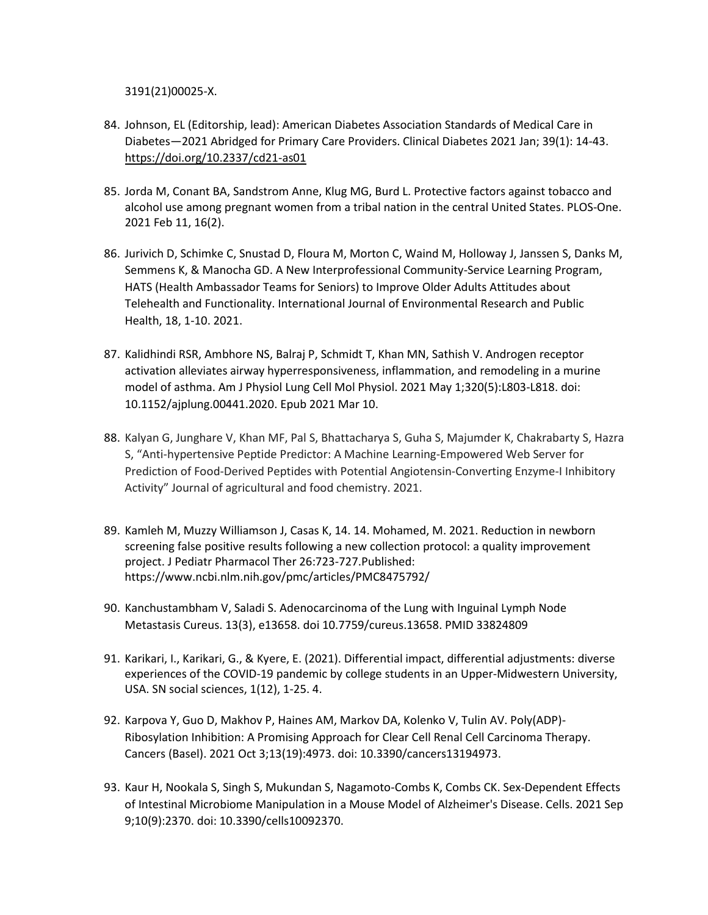3191(21)00025-X.

84. Johnson, EL (Editorship, lead): American Diabetes Association Standards of Medical Care in Diabetes—2021 Abridged for Primary Care Providers. Clinical Diabetes 2021 Jan; 39(1): 14-43. https://doi.org/10.2337/cd21-as01

85. Jorda M, Conant BA, Sandstrom Anne, Klug MG, Burd L. Protective factors against tobacco and alcohol use among pregnant women from a tribal nation in the central United States. PLOS-One. 2021 Feb 11, 16(2).

86. Jurivich D, Schimke C, Snustad D, Floura M, Morton C, Waind M, Holloway J, Janssen S, Danks M, Semmens K, & Manocha GD. A New Interprofessional Community-Service Learning Program, HATS (Health Ambassador Teams for Seniors) to Improve Older Adults Attitudes about Telehealth and Functionality. International Journal of Environmental Research and Public Health, 18, 1-10. 2021.

87. Kalidhindi RSR, Ambhore NS, Balraj P, Schmidt T, Khan MN, Sathish V. Androgen receptor activation alleviates airway hyperresponsiveness, inflammation, and remodeling in a murine model of asthma. Am J Physiol Lung Cell Mol Physiol. 2021 May 1;320(5):L803-L818. doi: 10.1152/ajplung.00441.2020. Epub 2021 Mar 10.

88. Kalyan G, Junghare V, Khan MF, Pal S, Bhattacharya S, Guha S, Majumder K, Chakrabarty S, Hazra S, "Anti-hypertensive Peptide Predictor: A Machine Learning-Empowered Web Server for Prediction of Food-Derived Peptides with Potential Angiotensin-Converting Enzyme-I Inhibitory Activity" Journal of agricultural and food chemistry. 2021.

89. Kamleh M, Muzzy Williamson J, Casas K, 14. 14. Mohamed, M. 2021. Reduction in newborn screening false positive results following a new collection protocol: a quality improvement project. J Pediatr Pharmacol Ther 26:723-727.Published: https://www.ncbi.nlm.nih.gov/pmc/articles/PMC8475792/

90. Kanchustambham V, Saladi S. Adenocarcinoma of the Lung with Inguinal Lymph Node Metastasis Cureus. 13(3), e13658. doi 10.7759/cureus.13658. PMID 33824809

91. Karikari, I., Karikari, G., & Kyere, E. (2021). Differential impact, differential adjustments: diverse experiences of the COVID-19 pandemic by college students in an Upper-Midwestern University, USA. SN social sciences, 1(12), 1-25. 4.

92. Karpova Y, Guo D, Makhov P, Haines AM, Markov DA, Kolenko V, Tulin AV. Poly(ADP)-Ribosylation Inhibition: A Promising Approach for Clear Cell Renal Cell Carcinoma Therapy. Cancers (Basel). 2021 Oct 3;13(19):4973. doi: 10.3390/cancers13194973.

93. Kaur H, Nookala S, Singh S, Mukundan S, Nagamoto-Combs K, Combs CK. Sex-Dependent Effects of Intestinal Microbiome Manipulation in a Mouse Model of Alzheimer's Disease. Cells. 2021 Sep 9;10(9):2370. doi: 10.3390/cells10092370.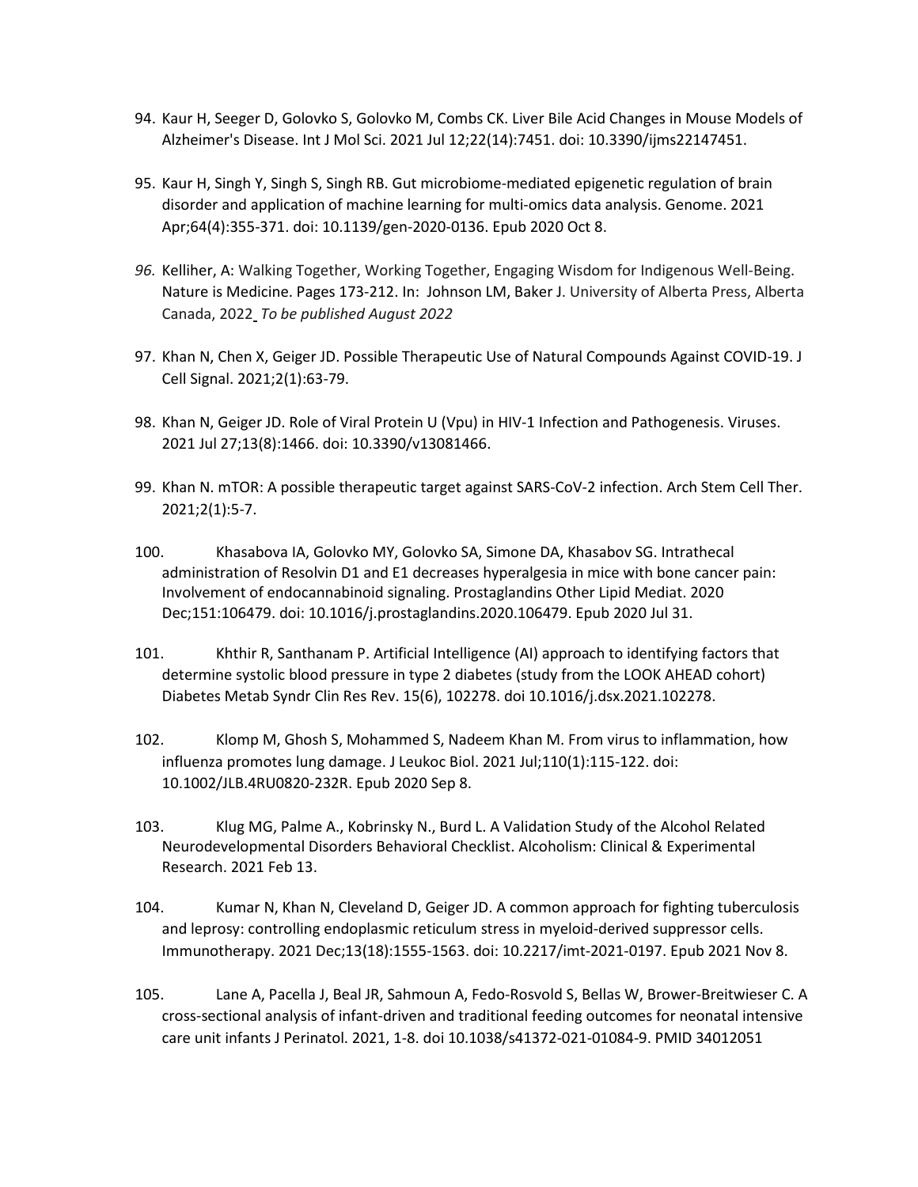94. Kaur H, Seeger D, Golovko S, Golovko M, Combs CK. Liver Bile Acid Changes in Mouse Models of Alzheimer's Disease. Int J Mol Sci. 2021 Jul 12;22(14):7451. doi: 10.3390/ijms22147451.

95. Kaur H, Singh Y, Singh S, Singh RB. Gut microbiome-mediated epigenetic regulation of brain disorder and application of machine learning for multi-omics data analysis. Genome. 2021 Apr;64(4):355-371. doi: 10.1139/gen-2020-0136. Epub 2020 Oct 8.

96. Kelliher, A: Walking Together, Working Together, Engaging Wisdom for Indigenous Well-Being. Nature is Medicine. Pages 173-212. In: Johnson LM, Baker J. University of Alberta Press, Alberta Canada, 2022 *To be published August 2022*

97. Khan N, Chen X, Geiger JD. Possible Therapeutic Use of Natural Compounds Against COVID-19. J Cell Signal. 2021;2(1):63-79.

98. Khan N, Geiger JD. Role of Viral Protein U (Vpu) in HIV-1 Infection and Pathogenesis. Viruses. 2021 Jul 27;13(8):1466. doi: 10.3390/v13081466.

99. Khan N. mTOR: A possible therapeutic target against SARS-CoV-2 infection. Arch Stem Cell Ther. 2021;2(1):5-7.

100. Khasabova IA, Golovko MY, Golovko SA, Simone DA, Khasabov SG. Intrathecal administration of Resolvin D1 and E1 decreases hyperalgesia in mice with bone cancer pain: Involvement of endocannabinoid signaling. Prostaglandins Other Lipid Mediat. 2020 Dec;151:106479. doi: 10.1016/j.prostaglandins.2020.106479. Epub 2020 Jul 31.

101. Khthir R, Santhanam P. Artificial Intelligence (AI) approach to identifying factors that determine systolic blood pressure in type 2 diabetes (study from the LOOK AHEAD cohort) Diabetes Metab Syndr Clin Res Rev. 15(6), 102278. doi 10.1016/j.dsx.2021.102278.

102. Klomp M, Ghosh S, Mohammed S, Nadeem Khan M. From virus to inflammation, how influenza promotes lung damage. J Leukoc Biol. 2021 Jul;110(1):115-122. doi: 10.1002/JLB.4RU0820-232R. Epub 2020 Sep 8.

103. Klug MG, Palme A., Kobrinsky N., Burd L. A Validation Study of the Alcohol Related Neurodevelopmental Disorders Behavioral Checklist. Alcoholism: Clinical & Experimental Research. 2021 Feb 13.

104. Kumar N, Khan N, Cleveland D, Geiger JD. A common approach for fighting tuberculosis and leprosy: controlling endoplasmic reticulum stress in myeloid-derived suppressor cells. Immunotherapy. 2021 Dec;13(18):1555-1563. doi: 10.2217/imt-2021-0197. Epub 2021 Nov 8.

105. Lane A, Pacella J, Beal JR, Sahmoun A, Fedo-Rosvold S, Bellas W, Brower-Breitwieser C. A cross-sectional analysis of infant-driven and traditional feeding outcomes for neonatal intensive care unit infants J Perinatol. 2021, 1-8. doi 10.1038/s41372-021-01084-9. PMID 34012051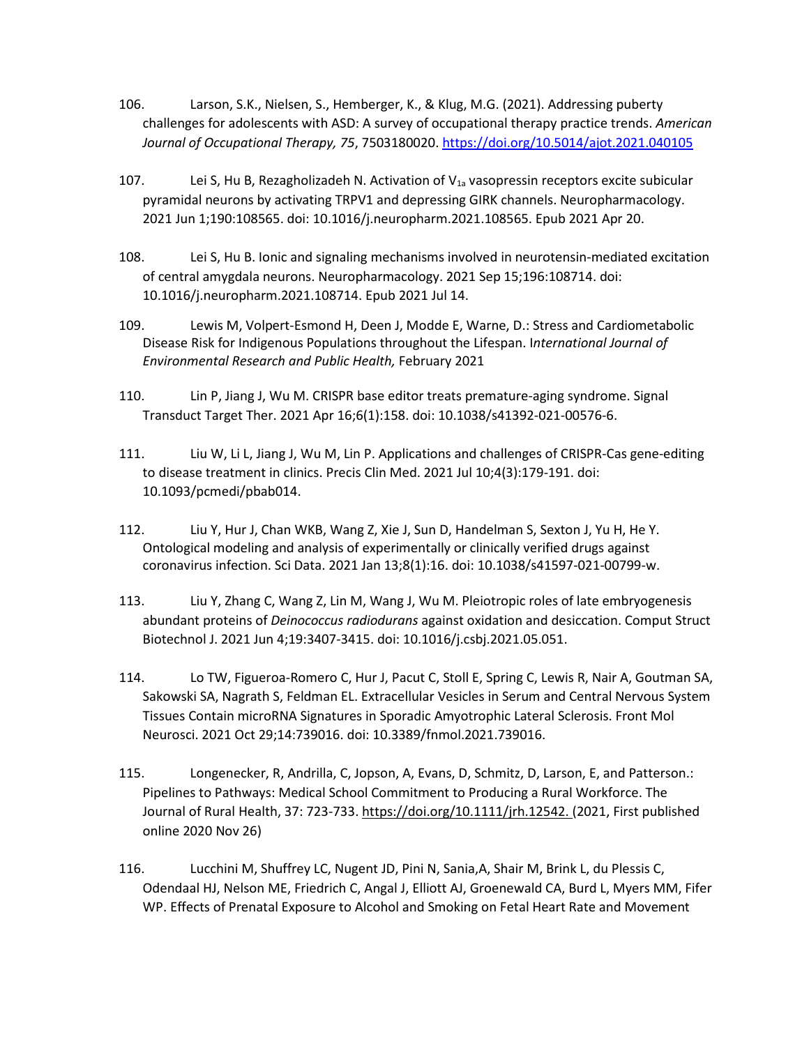106. Larson, S.K., Nielsen, S., Hemberger, K., & Klug, M.G. (2021). Addressing puberty challenges for adolescents with ASD: A survey of occupational therapy practice trends. *American Journal of Occupational Therapy, 75*, 7503180020. https://doi.org/10.5014/ajot.2021.040105

107. Lei S, Hu B, Rezagholizadeh N. Activation of $V_{1a}$ vasopressin receptors excite subicular pyramidal neurons by activating TRPV1 and depressing GIRK channels. Neuropharmacology. 2021 Jun 1;190:108565. doi: 10.1016/j.neuropharm.2021.108565. Epub 2021 Apr 20.

108. Lei S, Hu B. Ionic and signaling mechanisms involved in neurotensin-mediated excitation of central amygdala neurons. Neuropharmacology. 2021 Sep 15;196:108714. doi: 10.1016/j.neuropharm.2021.108714. Epub 2021 Jul 14.

109. Lewis M, Volpert-Esmond H, Deen J, Modde E, Warne, D.: Stress and Cardiometabolic Disease Risk for Indigenous Populations throughout the Lifespan. I*nternational Journal of Environmental Research and Public Health,* February 2021

110. Lin P, Jiang J, Wu M. CRISPR base editor treats premature-aging syndrome. Signal Transduct Target Ther. 2021 Apr 16;6(1):158. doi: 10.1038/s41392-021-00576-6.

111. Liu W, Li L, Jiang J, Wu M, Lin P. Applications and challenges of CRISPR-Cas gene-editing to disease treatment in clinics. Precis Clin Med. 2021 Jul 10;4(3):179-191. doi: 10.1093/pcmedi/pbab014.

112. Liu Y, Hur J, Chan WKB, Wang Z, Xie J, Sun D, Handelman S, Sexton J, Yu H, He Y. Ontological modeling and analysis of experimentally or clinically verified drugs against coronavirus infection. Sci Data. 2021 Jan 13;8(1):16. doi: 10.1038/s41597-021-00799-w.

113. Liu Y, Zhang C, Wang Z, Lin M, Wang J, Wu M. Pleiotropic roles of late embryogenesis abundant proteins of *Deinococcus radiodurans* against oxidation and desiccation. Comput Struct Biotechnol J. 2021 Jun 4;19:3407-3415. doi: 10.1016/j.csbj.2021.05.051.

114. Lo TW, Figueroa-Romero C, Hur J, Pacut C, Stoll E, Spring C, Lewis R, Nair A, Goutman SA, Sakowski SA, Nagrath S, Feldman EL. Extracellular Vesicles in Serum and Central Nervous System Tissues Contain microRNA Signatures in Sporadic Amyotrophic Lateral Sclerosis. Front Mol Neurosci. 2021 Oct 29;14:739016. doi: 10.3389/fnmol.2021.739016.

115. Longenecker, R, Andrilla, C, Jopson, A, Evans, D, Schmitz, D, Larson, E, and Patterson.: Pipelines to Pathways: Medical School Commitment to Producing a Rural Workforce. The Journal of Rural Health, 37: 723-733. https://doi.org/10.1111/jrh.12542. (2021, First published online 2020 Nov 26)

116. Lucchini M, Shuffrey LC, Nugent JD, Pini N, Sania,A, Shair M, Brink L, du Plessis C, Odendaal HJ, Nelson ME, Friedrich C, Angal J, Elliott AJ, Groenewald CA, Burd L, Myers MM, Fifer WP. Effects of Prenatal Exposure to Alcohol and Smoking on Fetal Heart Rate and Movement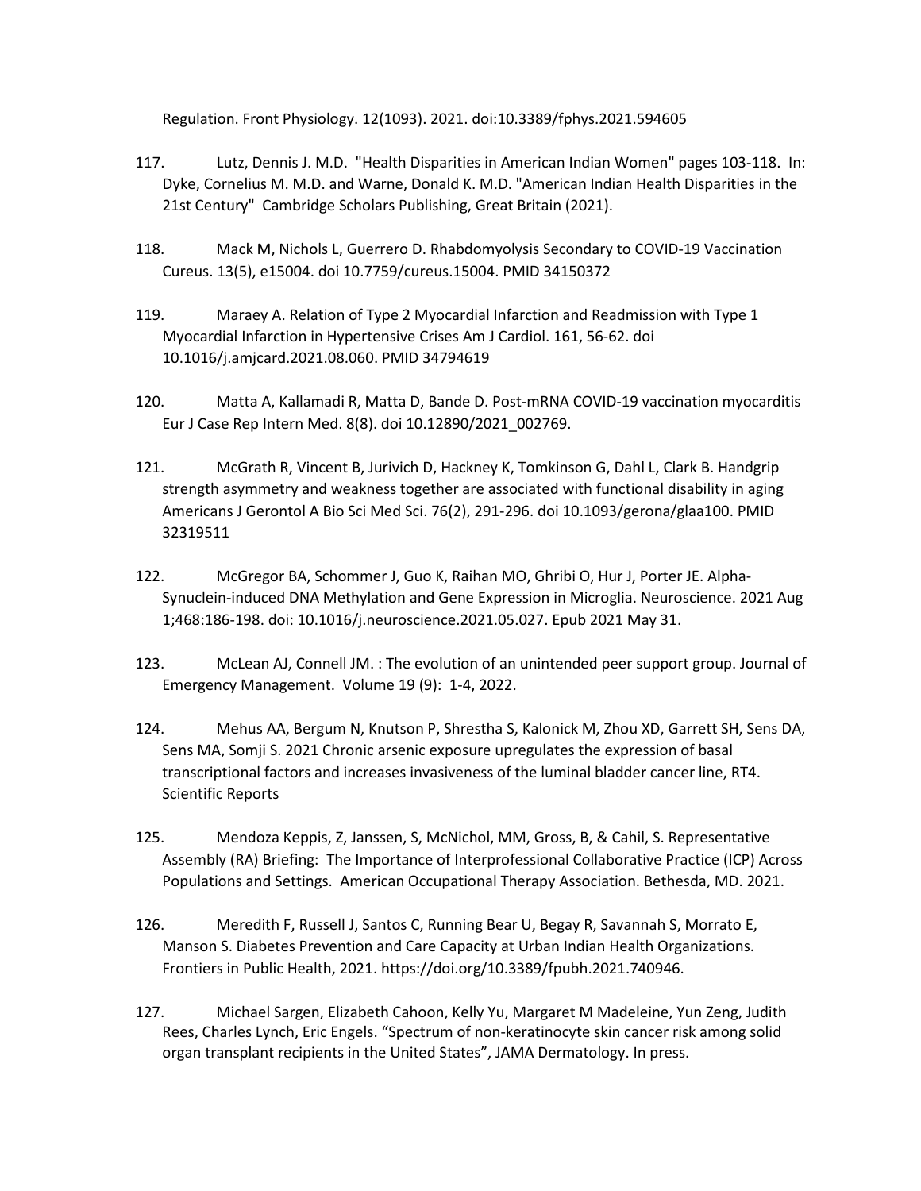Regulation. Front Physiology. 12(1093). 2021. doi:10.3389/fphys.2021.594605

117. Lutz, Dennis J. M.D. "Health Disparities in American Indian Women" pages 103-118. In: Dyke, Cornelius M. M.D. and Warne, Donald K. M.D. "American Indian Health Disparities in the 21st Century" Cambridge Scholars Publishing, Great Britain (2021).

118. Mack M, Nichols L, Guerrero D. Rhabdomyolysis Secondary to COVID-19 Vaccination Cureus. 13(5), e15004. doi 10.7759/cureus.15004. PMID 34150372

119. Maraey A. Relation of Type 2 Myocardial Infarction and Readmission with Type 1 Myocardial Infarction in Hypertensive Crises Am J Cardiol. 161, 56-62. doi 10.1016/j.amjcard.2021.08.060. PMID 34794619

120. Matta A, Kallamadi R, Matta D, Bande D. Post-mRNA COVID-19 vaccination myocarditis Eur J Case Rep Intern Med. 8(8). doi 10.12890/2021_002769.

121. McGrath R, Vincent B, Jurivich D, Hackney K, Tomkinson G, Dahl L, Clark B. Handgrip strength asymmetry and weakness together are associated with functional disability in aging Americans J Gerontol A Bio Sci Med Sci. 76(2), 291-296. doi 10.1093/gerona/glaa100. PMID 32319511

122. McGregor BA, Schommer J, Guo K, Raihan MO, Ghribi O, Hur J, Porter JE. Alpha-Synuclein-induced DNA Methylation and Gene Expression in Microglia. Neuroscience. 2021 Aug 1;468:186-198. doi: 10.1016/j.neuroscience.2021.05.027. Epub 2021 May 31.

123. McLean AJ, Connell JM. : The evolution of an unintended peer support group. Journal of Emergency Management. Volume 19 (9): 1-4, 2022.

124. Mehus AA, Bergum N, Knutson P, Shrestha S, Kalonick M, Zhou XD, Garrett SH, Sens DA, Sens MA, Somji S. 2021 Chronic arsenic exposure upregulates the expression of basal transcriptional factors and increases invasiveness of the luminal bladder cancer line, RT4. Scientific Reports

125. Mendoza Keppis, Z, Janssen, S, McNichol, MM, Gross, B, & Cahil, S. Representative Assembly (RA) Briefing: The Importance of Interprofessional Collaborative Practice (ICP) Across Populations and Settings. American Occupational Therapy Association. Bethesda, MD. 2021.

126. Meredith F, Russell J, Santos C, Running Bear U, Begay R, Savannah S, Morrato E, Manson S. Diabetes Prevention and Care Capacity at Urban Indian Health Organizations. Frontiers in Public Health, 2021. https://doi.org/10.3389/fpubh.2021.740946.

127. Michael Sargen, Elizabeth Cahoon, Kelly Yu, Margaret M Madeleine, Yun Zeng, Judith Rees, Charles Lynch, Eric Engels. "Spectrum of non-keratinocyte skin cancer risk among solid organ transplant recipients in the United States", JAMA Dermatology. In press.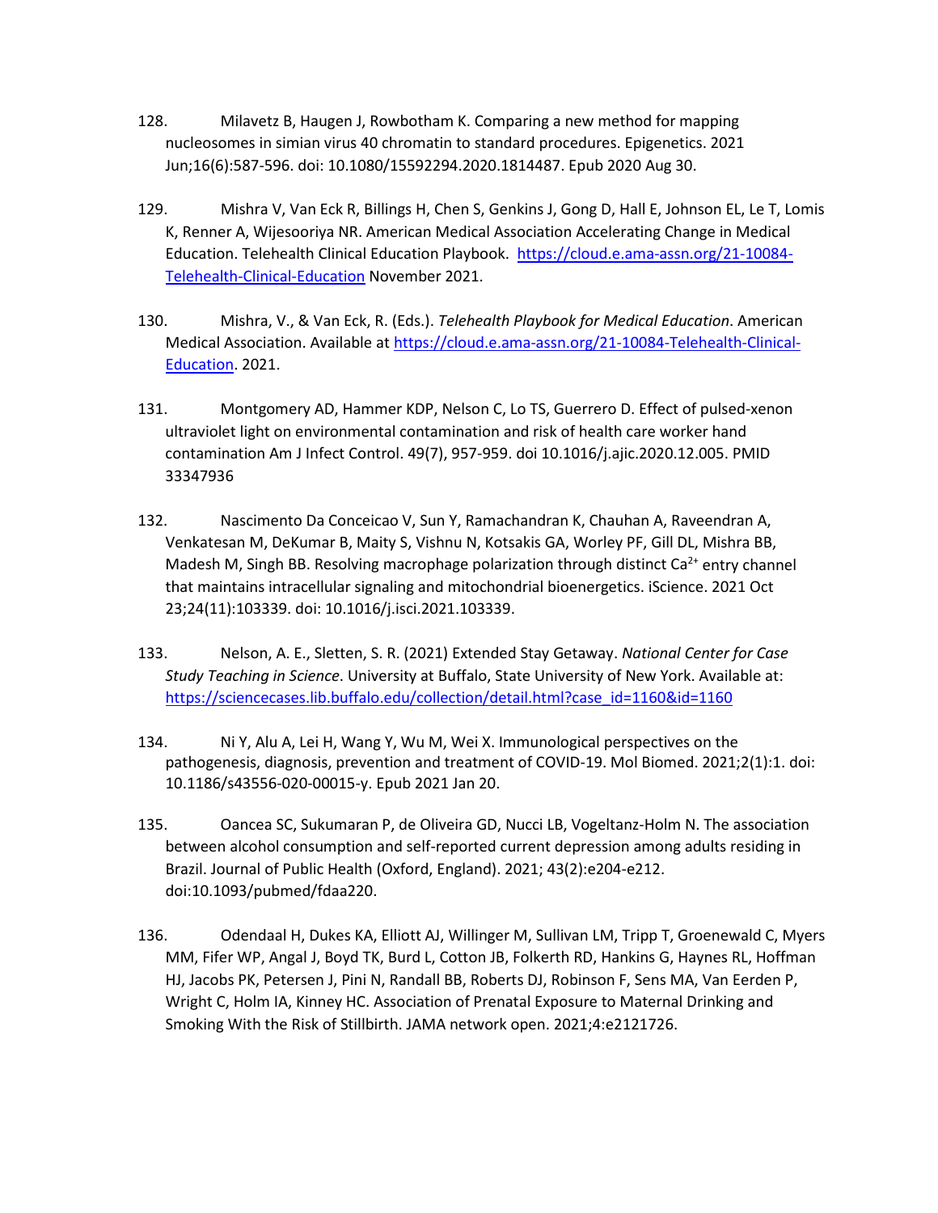128. Milavetz B, Haugen J, Rowbotham K. Comparing a new method for mapping nucleosomes in simian virus 40 chromatin to standard procedures. Epigenetics. 2021 Jun;16(6):587-596. doi: 10.1080/15592294.2020.1814487. Epub 2020 Aug 30.

129. Mishra V, Van Eck R, Billings H, Chen S, Genkins J, Gong D, Hall E, Johnson EL, Le T, Lomis K, Renner A, Wijesooriya NR. American Medical Association Accelerating Change in Medical Education. Telehealth Clinical Education Playbook. [https://cloud.e.ama-assn.org/21-10084-Telehealth-Clinical-Education](https://cloud.e.ama-assn.org/21-10084-Telehealth-Clinical-Education) November 2021.

130. Mishra, V., & Van Eck, R. (Eds.). *Telehealth Playbook for Medical Education*. American Medical Association. Available at [https://cloud.e.ama-assn.org/21-10084-Telehealth-Clinical-Education](https://cloud.e.ama-assn.org/21-10084-Telehealth-Clinical-Education). 2021.

131. Montgomery AD, Hammer KDP, Nelson C, Lo TS, Guerrero D. Effect of pulsed-xenon ultraviolet light on environmental contamination and risk of health care worker hand contamination Am J Infect Control. 49(7), 957-959. doi 10.1016/j.ajic.2020.12.005. PMID 33347936

132. Nascimento Da Conceicao V, Sun Y, Ramachandran K, Chauhan A, Raveendran A, Venkatesan M, DeKumar B, Maity S, Vishnu N, Kotsakis GA, Worley PF, Gill DL, Mishra BB, Madesh M, Singh BB. Resolving macrophage polarization through distinct $Ca^{2+}$ entry channel that maintains intracellular signaling and mitochondrial bioenergetics. iScience. 2021 Oct 23;24(11):103339. doi: 10.1016/j.isci.2021.103339.

133. Nelson, A. E., Sletten, S. R. (2021) Extended Stay Getaway. *National Center for Case Study Teaching in Science*. University at Buffalo, State University of New York. Available at: [https://sciencecases.lib.buffalo.edu/collection/detail.html?case_id=1160&id=1160](https://sciencecases.lib.buffalo.edu/collection/detail.html?case_id=1160&id=1160)

134. Ni Y, Alu A, Lei H, Wang Y, Wu M, Wei X. Immunological perspectives on the pathogenesis, diagnosis, prevention and treatment of COVID-19. Mol Biomed. 2021;2(1):1. doi: 10.1186/s43556-020-00015-y. Epub 2021 Jan 20.

135. Oancea SC, Sukumaran P, de Oliveira GD, Nucci LB, Vogeltanz-Holm N. The association between alcohol consumption and self-reported current depression among adults residing in Brazil. Journal of Public Health (Oxford, England). 2021; 43(2):e204-e212. doi:10.1093/pubmed/fdaa220.

136. Odendaal H, Dukes KA, Elliott AJ, Willinger M, Sullivan LM, Tripp T, Groenewald C, Myers MM, Fifer WP, Angal J, Boyd TK, Burd L, Cotton JB, Folkerth RD, Hankins G, Haynes RL, Hoffman HJ, Jacobs PK, Petersen J, Pini N, Randall BB, Roberts DJ, Robinson F, Sens MA, Van Eerden P, Wright C, Holm IA, Kinney HC. Association of Prenatal Exposure to Maternal Drinking and Smoking With the Risk of Stillbirth. JAMA network open. 2021;4:e2121726.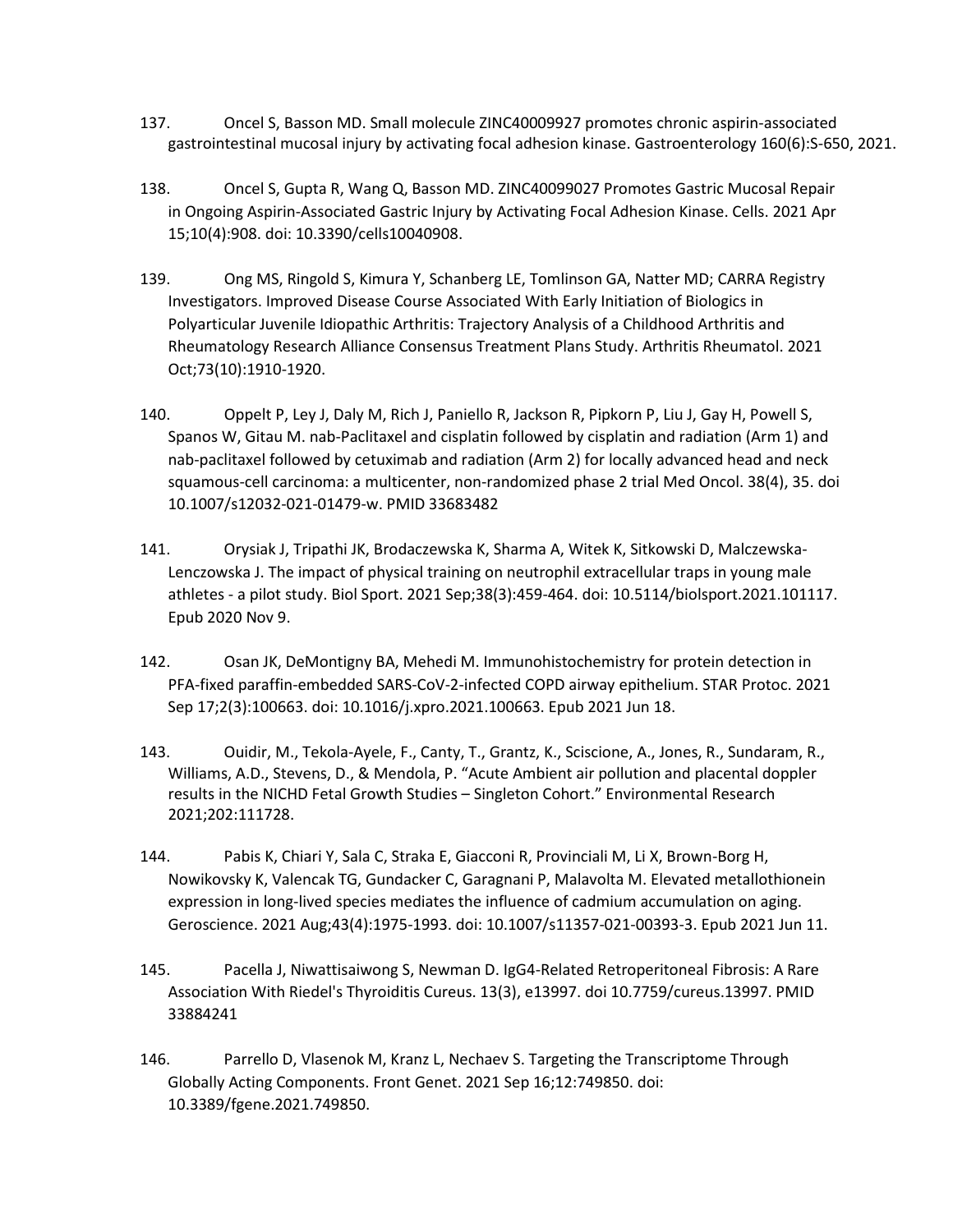137. Oncel S, Basson MD. Small molecule ZINC40009927 promotes chronic aspirin-associated gastrointestinal mucosal injury by activating focal adhesion kinase. Gastroenterology 160(6):S-650, 2021.

138. Oncel S, Gupta R, Wang Q, Basson MD. ZINC40099027 Promotes Gastric Mucosal Repair in Ongoing Aspirin-Associated Gastric Injury by Activating Focal Adhesion Kinase. Cells. 2021 Apr 15;10(4):908. doi: 10.3390/cells10040908.

139. Ong MS, Ringold S, Kimura Y, Schanberg LE, Tomlinson GA, Natter MD; CARRA Registry Investigators. Improved Disease Course Associated With Early Initiation of Biologics in Polyarticular Juvenile Idiopathic Arthritis: Trajectory Analysis of a Childhood Arthritis and Rheumatology Research Alliance Consensus Treatment Plans Study. Arthritis Rheumatol. 2021 Oct;73(10):1910-1920.

140. Oppelt P, Ley J, Daly M, Rich J, Paniello R, Jackson R, Pipkorn P, Liu J, Gay H, Powell S, Spanos W, Gitau M. nab-Paclitaxel and cisplatin followed by cisplatin and radiation (Arm 1) and nab-paclitaxel followed by cetuximab and radiation (Arm 2) for locally advanced head and neck squamous-cell carcinoma: a multicenter, non-randomized phase 2 trial Med Oncol. 38(4), 35. doi 10.1007/s12032-021-01479-w. PMID 33683482

141. Orysiak J, Tripathi JK, Brodaczewska K, Sharma A, Witek K, Sitkowski D, Malczewska-Lenczowska J. The impact of physical training on neutrophil extracellular traps in young male athletes - a pilot study. Biol Sport. 2021 Sep;38(3):459-464. doi: 10.5114/biolsport.2021.101117. Epub 2020 Nov 9.

142. Osan JK, DeMontigny BA, Mehedi M. Immunohistochemistry for protein detection in PFA-fixed paraffin-embedded SARS-CoV-2-infected COPD airway epithelium. STAR Protoc. 2021 Sep 17;2(3):100663. doi: 10.1016/j.xpro.2021.100663. Epub 2021 Jun 18.

143. Ouidir, M., Tekola-Ayele, F., Canty, T., Grantz, K., Sciscione, A., Jones, R., Sundaram, R., Williams, A.D., Stevens, D., & Mendola, P. “Acute Ambient air pollution and placental doppler results in the NICHD Fetal Growth Studies – Singleton Cohort.” Environmental Research 2021;202:111728.

144. Pabis K, Chiari Y, Sala C, Straka E, Giacconi R, Provinciali M, Li X, Brown-Borg H, Nowikovsky K, Valencak TG, Gundacker C, Garagnani P, Malavolta M. Elevated metallothionein expression in long-lived species mediates the influence of cadmium accumulation on aging. Geroscience. 2021 Aug;43(4):1975-1993. doi: 10.1007/s11357-021-00393-3. Epub 2021 Jun 11.

145. Pacella J, Niwattisaiwong S, Newman D. IgG4-Related Retroperitoneal Fibrosis: A Rare Association With Riedel's Thyroiditis Cureus. 13(3), e13997. doi 10.7759/cureus.13997. PMID 33884241

146. Parrello D, Vlasenok M, Kranz L, Nechaev S. Targeting the Transcriptome Through Globally Acting Components. Front Genet. 2021 Sep 16;12:749850. doi: 10.3389/fgene.2021.749850.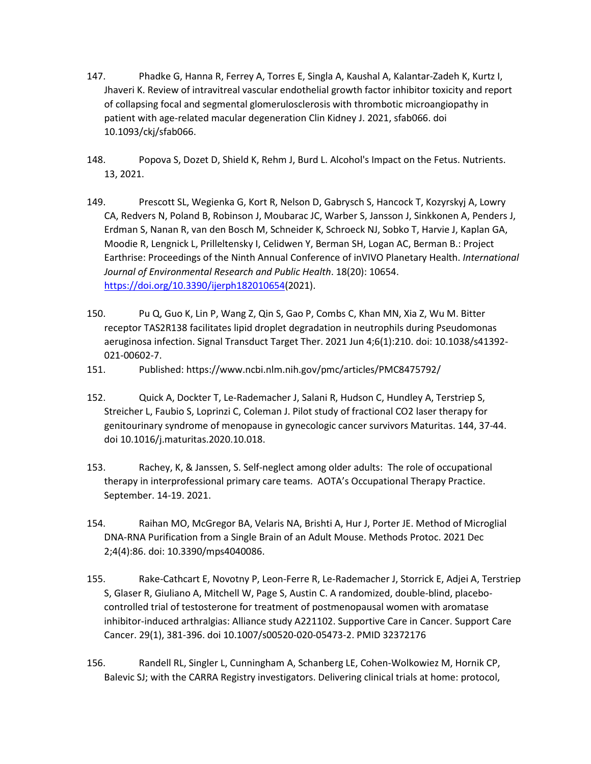147. Phadke G, Hanna R, Ferrey A, Torres E, Singla A, Kaushal A, Kalantar-Zadeh K, Kurtz I, Jhaveri K. Review of intravitreal vascular endothelial growth factor inhibitor toxicity and report of collapsing focal and segmental glomerulosclerosis with thrombotic microangiopathy in patient with age-related macular degeneration Clin Kidney J. 2021, sfab066. doi 10.1093/ckj/sfab066.

148. Popova S, Dozet D, Shield K, Rehm J, Burd L. Alcohol's Impact on the Fetus. Nutrients. 13, 2021.

149. Prescott SL, Wegienka G, Kort R, Nelson D, Gabrysch S, Hancock T, Kozyrskyj A, Lowry CA, Redvers N, Poland B, Robinson J, Moubarac JC, Warber S, Jansson J, Sinkkonen A, Penders J, Erdman S, Nanan R, van den Bosch M, Schneider K, Schroeck NJ, Sobko T, Harvie J, Kaplan GA, Moodie R, Lengnick L, Prilleltensky I, Celidwen Y, Berman SH, Logan AC, Berman B.: Project Earthrise: Proceedings of the Ninth Annual Conference of inVIVO Planetary Health. *International Journal of Environmental Research and Public Health*. 18(20): 10654. https://doi.org/10.3390/ijerph182010654(2021).

150. Pu Q, Guo K, Lin P, Wang Z, Qin S, Gao P, Combs C, Khan MN, Xia Z, Wu M. Bitter receptor TAS2R138 facilitates lipid droplet degradation in neutrophils during Pseudomonas aeruginosa infection. Signal Transduct Target Ther. 2021 Jun 4;6(1):210. doi: 10.1038/s41392-021-00602-7.

151. Published: https://www.ncbi.nlm.nih.gov/pmc/articles/PMC8475792/

152. Quick A, Dockter T, Le-Rademacher J, Salani R, Hudson C, Hundley A, Terstriep S, Streicher L, Faubio S, Loprinzi C, Coleman J. Pilot study of fractional CO2 laser therapy for genitourinary syndrome of menopause in gynecologic cancer survivors Maturitas. 144, 37-44. doi 10.1016/j.maturitas.2020.10.018.

153. Rachey, K, & Janssen, S. Self-neglect among older adults: The role of occupational therapy in interprofessional primary care teams. AOTA's Occupational Therapy Practice. September. 14-19. 2021.

154. Raihan MO, McGregor BA, Velaris NA, Brishti A, Hur J, Porter JE. Method of Microglial DNA-RNA Purification from a Single Brain of an Adult Mouse. Methods Protoc. 2021 Dec 2;4(4):86. doi: 10.3390/mps4040086.

155. Rake-Cathcart E, Novotny P, Leon-Ferre R, Le-Rademacher J, Storrick E, Adjei A, Terstriep S, Glaser R, Giuliano A, Mitchell W, Page S, Austin C. A randomized, double-blind, placebo-controlled trial of testosterone for treatment of postmenopausal women with aromatase inhibitor-induced arthralgias: Alliance study A221102. Supportive Care in Cancer. Support Care Cancer. 29(1), 381-396. doi 10.1007/s00520-020-05473-2. PMID 32372176

156. Randell RL, Singler L, Cunningham A, Schanberg LE, Cohen-Wolkowiez M, Hornik CP, Balevic SJ; with the CARRA Registry investigators. Delivering clinical trials at home: protocol,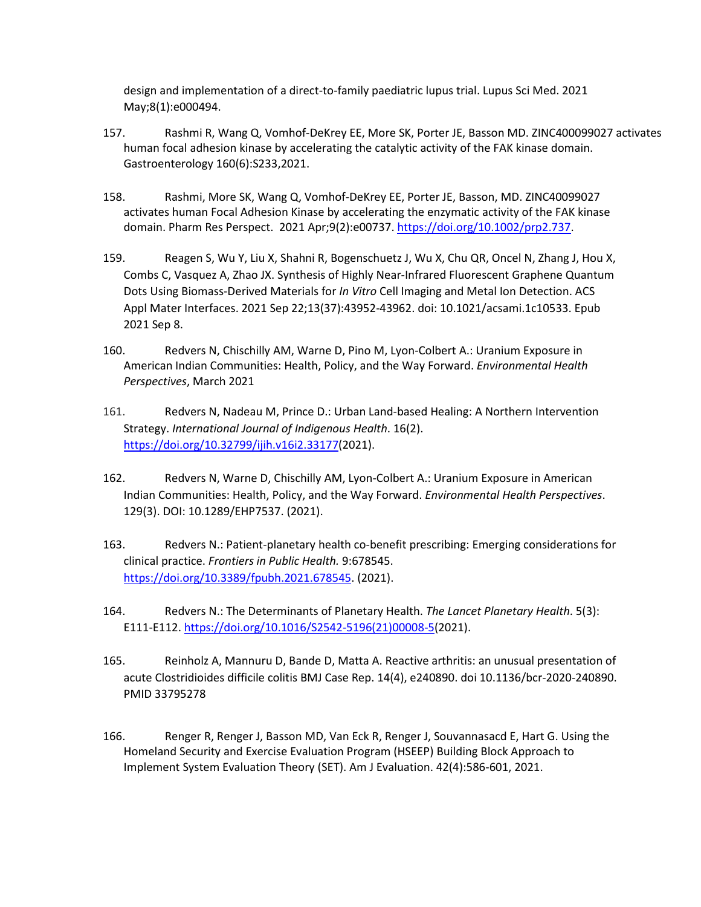design and implementation of a direct-to-family paediatric lupus trial. Lupus Sci Med. 2021 May;8(1):e000494.

157. Rashmi R, Wang Q, Vomhof-DeKrey EE, More SK, Porter JE, Basson MD. ZINC400099027 activates human focal adhesion kinase by accelerating the catalytic activity of the FAK kinase domain. Gastroenterology 160(6):S233,2021.

158. Rashmi, More SK, Wang Q, Vomhof-DeKrey EE, Porter JE, Basson, MD. ZINC40099027 activates human Focal Adhesion Kinase by accelerating the enzymatic activity of the FAK kinase domain. Pharm Res Perspect. 2021 Apr;9(2):e00737. https://doi.org/10.1002/prp2.737.

159. Reagen S, Wu Y, Liu X, Shahni R, Bogenschuetz J, Wu X, Chu QR, Oncel N, Zhang J, Hou X, Combs C, Vasquez A, Zhao JX. Synthesis of Highly Near-Infrared Fluorescent Graphene Quantum Dots Using Biomass-Derived Materials for *In Vitro* Cell Imaging and Metal Ion Detection. ACS Appl Mater Interfaces. 2021 Sep 22;13(37):43952-43962. doi: 10.1021/acsami.1c10533. Epub 2021 Sep 8.

160. Redvers N, Chischilly AM, Warne D, Pino M, Lyon-Colbert A.: Uranium Exposure in American Indian Communities: Health, Policy, and the Way Forward. *Environmental Health Perspectives*, March 2021

161. Redvers N, Nadeau M, Prince D.: Urban Land-based Healing: A Northern Intervention Strategy. *International Journal of Indigenous Health*. 16(2). https://doi.org/10.32799/ijih.v16i2.33177(2021).

162. Redvers N, Warne D, Chischilly AM, Lyon-Colbert A.: Uranium Exposure in American Indian Communities: Health, Policy, and the Way Forward. *Environmental Health Perspectives*. 129(3). DOI: 10.1289/EHP7537. (2021).

163. Redvers N.: Patient-planetary health co-benefit prescribing: Emerging considerations for clinical practice. *Frontiers in Public Health.* 9:678545. https://doi.org/10.3389/fpubh.2021.678545. (2021).

164. Redvers N.: The Determinants of Planetary Health. *The Lancet Planetary Health*. 5(3): E111-E112. https://doi.org/10.1016/S2542-5196(21)00008-5(2021).

165. Reinholz A, Mannuru D, Bande D, Matta A. Reactive arthritis: an unusual presentation of acute Clostridioides difficile colitis BMJ Case Rep. 14(4), e240890. doi 10.1136/bcr-2020-240890. PMID 33795278

166. Renger R, Renger J, Basson MD, Van Eck R, Renger J, Souvannasacd E, Hart G. Using the Homeland Security and Exercise Evaluation Program (HSEEP) Building Block Approach to Implement System Evaluation Theory (SET). Am J Evaluation. 42(4):586-601, 2021.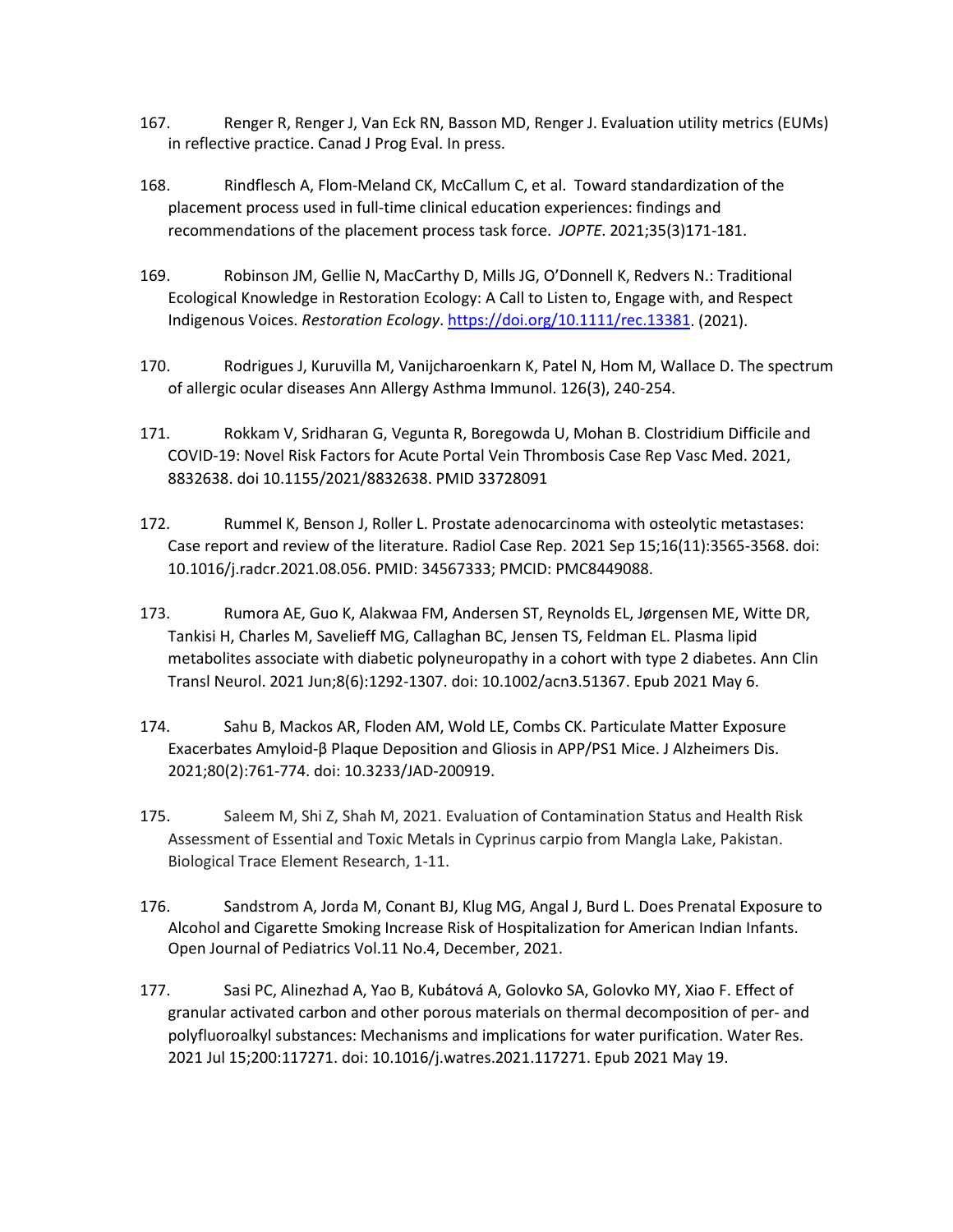167. Renger R, Renger J, Van Eck RN, Basson MD, Renger J. Evaluation utility metrics (EUMs) in reflective practice. Canad J Prog Eval. In press.

168. Rindflesch A, Flom-Meland CK, McCallum C, et al. Toward standardization of the placement process used in full-time clinical education experiences: findings and recommendations of the placement process task force. *JOPTE*. 2021;35(3)171-181.

169. Robinson JM, Gellie N, MacCarthy D, Mills JG, O'Donnell K, Redvers N.: Traditional Ecological Knowledge in Restoration Ecology: A Call to Listen to, Engage with, and Respect Indigenous Voices. *Restoration Ecology*. https://doi.org/10.1111/rec.13381. (2021).

170. Rodrigues J, Kuruvilla M, Vanijcharoenkarn K, Patel N, Hom M, Wallace D. The spectrum of allergic ocular diseases Ann Allergy Asthma Immunol. 126(3), 240-254.

171. Rokkam V, Sridharan G, Vegunta R, Boregowda U, Mohan B. Clostridium Difficile and COVID-19: Novel Risk Factors for Acute Portal Vein Thrombosis Case Rep Vasc Med. 2021, 8832638. doi 10.1155/2021/8832638. PMID 33728091

172. Rummel K, Benson J, Roller L. Prostate adenocarcinoma with osteolytic metastases: Case report and review of the literature. Radiol Case Rep. 2021 Sep 15;16(11):3565-3568. doi: 10.1016/j.radcr.2021.08.056. PMID: 34567333; PMCID: PMC8449088.

173. Rumora AE, Guo K, Alakwaa FM, Andersen ST, Reynolds EL, Jørgensen ME, Witte DR, Tankisi H, Charles M, Savelieff MG, Callaghan BC, Jensen TS, Feldman EL. Plasma lipid metabolites associate with diabetic polyneuropathy in a cohort with type 2 diabetes. Ann Clin Transl Neurol. 2021 Jun;8(6):1292-1307. doi: 10.1002/acn3.51367. Epub 2021 May 6.

174. Sahu B, Mackos AR, Floden AM, Wold LE, Combs CK. Particulate Matter Exposure Exacerbates Amyloid-β Plaque Deposition and Gliosis in APP/PS1 Mice. J Alzheimers Dis. 2021;80(2):761-774. doi: 10.3233/JAD-200919.

175. Saleem M, Shi Z, Shah M, 2021. Evaluation of Contamination Status and Health Risk Assessment of Essential and Toxic Metals in Cyprinus carpio from Mangla Lake, Pakistan. Biological Trace Element Research, 1-11.

176. Sandstrom A, Jorda M, Conant BJ, Klug MG, Angal J, Burd L. Does Prenatal Exposure to Alcohol and Cigarette Smoking Increase Risk of Hospitalization for American Indian Infants. Open Journal of Pediatrics Vol.11 No.4, December, 2021.

177. Sasi PC, Alinezhad A, Yao B, Kubátová A, Golovko SA, Golovko MY, Xiao F. Effect of granular activated carbon and other porous materials on thermal decomposition of per- and polyfluoroalkyl substances: Mechanisms and implications for water purification. Water Res. 2021 Jul 15;200:117271. doi: 10.1016/j.watres.2021.117271. Epub 2021 May 19.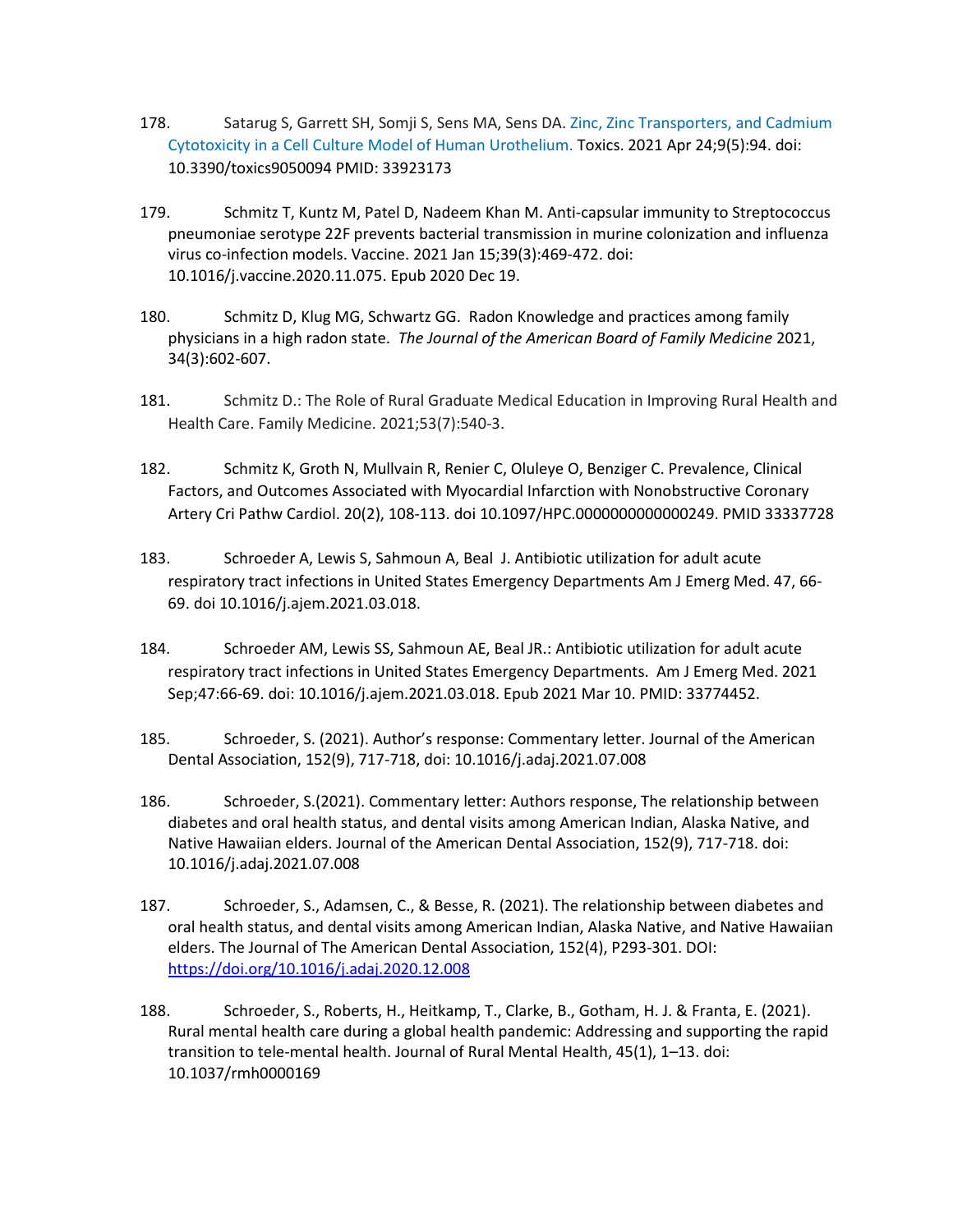178. Satarug S, Garrett SH, Somji S, Sens MA, Sens DA. Zinc, Zinc Transporters, and Cadmium Cytotoxicity in a Cell Culture Model of Human Urothelium. Toxics. 2021 Apr 24;9(5):94. doi: 10.3390/toxics9050094 PMID: 33923173

179. Schmitz T, Kuntz M, Patel D, Nadeem Khan M. Anti-capsular immunity to Streptococcus pneumoniae serotype 22F prevents bacterial transmission in murine colonization and influenza virus co-infection models. Vaccine. 2021 Jan 15;39(3):469-472. doi: 10.1016/j.vaccine.2020.11.075. Epub 2020 Dec 19.

180. Schmitz D, Klug MG, Schwartz GG. Radon Knowledge and practices among family physicians in a high radon state. *The Journal of the American Board of Family Medicine* 2021, 34(3):602-607.

181. Schmitz D.: The Role of Rural Graduate Medical Education in Improving Rural Health and Health Care. Family Medicine. 2021;53(7):540-3.

182. Schmitz K, Groth N, Mullvain R, Renier C, Oluleye O, Benziger C. Prevalence, Clinical Factors, and Outcomes Associated with Myocardial Infarction with Nonobstructive Coronary Artery Cri Pathw Cardiol. 20(2), 108-113. doi 10.1097/HPC.0000000000000249. PMID 33337728

183. Schroeder A, Lewis S, Sahmoun A, Beal J. Antibiotic utilization for adult acute respiratory tract infections in United States Emergency Departments Am J Emerg Med. 47, 66-69. doi 10.1016/j.ajem.2021.03.018.

184. Schroeder AM, Lewis SS, Sahmoun AE, Beal JR.: Antibiotic utilization for adult acute respiratory tract infections in United States Emergency Departments. Am J Emerg Med. 2021 Sep;47:66-69. doi: 10.1016/j.ajem.2021.03.018. Epub 2021 Mar 10. PMID: 33774452.

185. Schroeder, S. (2021). Author's response: Commentary letter. Journal of the American Dental Association, 152(9), 717-718, doi: 10.1016/j.adaj.2021.07.008

186. Schroeder, S.(2021). Commentary letter: Authors response, The relationship between diabetes and oral health status, and dental visits among American Indian, Alaska Native, and Native Hawaiian elders. Journal of the American Dental Association, 152(9), 717-718. doi: 10.1016/j.adaj.2021.07.008

187. Schroeder, S., Adamsen, C., & Besse, R. (2021). The relationship between diabetes and oral health status, and dental visits among American Indian, Alaska Native, and Native Hawaiian elders. The Journal of The American Dental Association, 152(4), P293-301. DOI: https://doi.org/10.1016/j.adaj.2020.12.008

188. Schroeder, S., Roberts, H., Heitkamp, T., Clarke, B., Gotham, H. J. & Franta, E. (2021). Rural mental health care during a global health pandemic: Addressing and supporting the rapid transition to tele-mental health. Journal of Rural Mental Health, 45(1), 1–13. doi: 10.1037/rmh0000169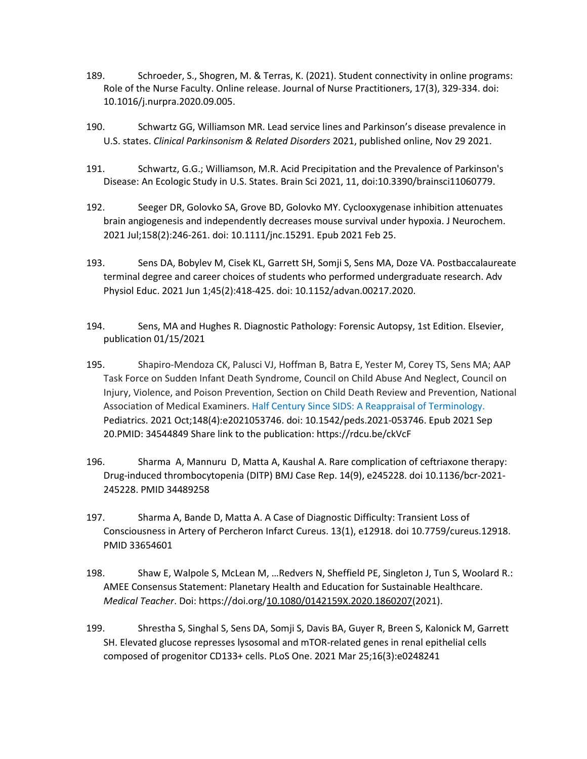189. Schroeder, S., Shogren, M. & Terras, K. (2021). Student connectivity in online programs: Role of the Nurse Faculty. Online release. Journal of Nurse Practitioners, 17(3), 329-334. doi: 10.1016/j.nurpra.2020.09.005.

190. Schwartz GG, Williamson MR. Lead service lines and Parkinson's disease prevalence in U.S. states. *Clinical Parkinsonism & Related Disorders* 2021, published online, Nov 29 2021.

191. Schwartz, G.G.; Williamson, M.R. Acid Precipitation and the Prevalence of Parkinson's Disease: An Ecologic Study in U.S. States. Brain Sci 2021, 11, doi:10.3390/brainsci11060779.

192. Seeger DR, Golovko SA, Grove BD, Golovko MY. Cyclooxygenase inhibition attenuates brain angiogenesis and independently decreases mouse survival under hypoxia. J Neurochem. 2021 Jul;158(2):246-261. doi: 10.1111/jnc.15291. Epub 2021 Feb 25.

193. Sens DA, Bobylev M, Cisek KL, Garrett SH, Somji S, Sens MA, Doze VA. Postbaccalaureate terminal degree and career choices of students who performed undergraduate research. Adv Physiol Educ. 2021 Jun 1;45(2):418-425. doi: 10.1152/advan.00217.2020.

194. Sens, MA and Hughes R. Diagnostic Pathology: Forensic Autopsy, 1st Edition. Elsevier, publication 01/15/2021

195. Shapiro-Mendoza CK, Palusci VJ, Hoffman B, Batra E, Yester M, Corey TS, Sens MA; AAP Task Force on Sudden Infant Death Syndrome, Council on Child Abuse And Neglect, Council on Injury, Violence, and Poison Prevention, Section on Child Death Review and Prevention, National Association of Medical Examiners. Half Century Since SIDS: A Reappraisal of Terminology. Pediatrics. 2021 Oct;148(4):e2021053746. doi: 10.1542/peds.2021-053746. Epub 2021 Sep 20.PMID: 34544849 Share link to the publication: https://rdcu.be/ckVcF

196. Sharma A, Mannuru D, Matta A, Kaushal A. Rare complication of ceftriaxone therapy: Drug-induced thrombocytopenia (DITP) BMJ Case Rep. 14(9), e245228. doi 10.1136/bcr-2021-245228. PMID 34489258

197. Sharma A, Bande D, Matta A. A Case of Diagnostic Difficulty: Transient Loss of Consciousness in Artery of Percheron Infarct Cureus. 13(1), e12918. doi 10.7759/cureus.12918. PMID 33654601

198. Shaw E, Walpole S, McLean M, …Redvers N, Sheffield PE, Singleton J, Tun S, Woolard R.: AMEE Consensus Statement: Planetary Health and Education for Sustainable Healthcare. *Medical Teacher*. Doi: https://doi.org/10.1080/0142159X.2020.1860207(2021).

199. Shrestha S, Singhal S, Sens DA, Somji S, Davis BA, Guyer R, Breen S, Kalonick M, Garrett SH. Elevated glucose represses lysosomal and mTOR-related genes in renal epithelial cells composed of progenitor CD133+ cells. PLoS One. 2021 Mar 25;16(3):e0248241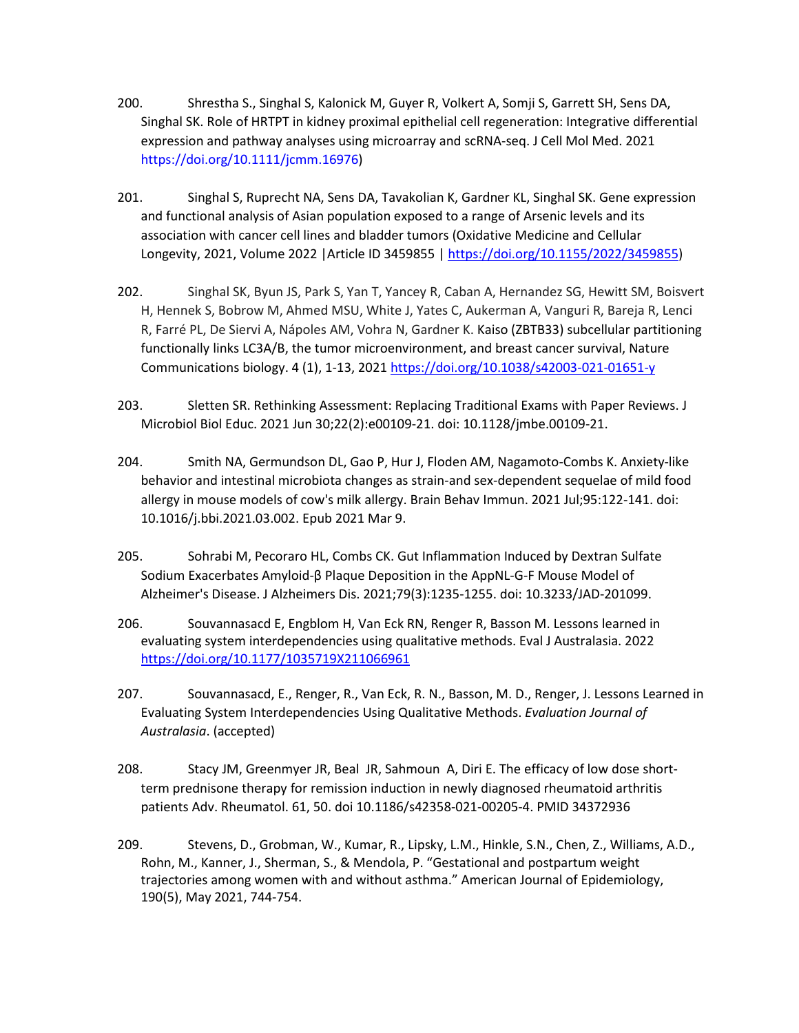200. Shrestha S., Singhal S, Kalonick M, Guyer R, Volkert A, Somji S, Garrett SH, Sens DA, Singhal SK. Role of HRTPT in kidney proximal epithelial cell regeneration: Integrative differential expression and pathway analyses using microarray and scRNA-seq. J Cell Mol Med. 2021 https://doi.org/10.1111/jcmm.16976)

201. Singhal S, Ruprecht NA, Sens DA, Tavakolian K, Gardner KL, Singhal SK. Gene expression and functional analysis of Asian population exposed to a range of Arsenic levels and its association with cancer cell lines and bladder tumors (Oxidative Medicine and Cellular Longevity, 2021, Volume 2022 |Article ID 3459855 | https://doi.org/10.1155/2022/3459855)

202. Singhal SK, Byun JS, Park S, Yan T, Yancey R, Caban A, Hernandez SG, Hewitt SM, Boisvert H, Hennek S, Bobrow M, Ahmed MSU, White J, Yates C, Aukerman A, Vanguri R, Bareja R, Lenci R, Farré PL, De Siervi A, Nápoles AM, Vohra N, Gardner K. Kaiso (ZBTB33) subcellular partitioning functionally links LC3A/B, the tumor microenvironment, and breast cancer survival, Nature Communications biology. 4 (1), 1-13, 2021 https://doi.org/10.1038/s42003-021-01651-y

203. Sletten SR. Rethinking Assessment: Replacing Traditional Exams with Paper Reviews. J Microbiol Biol Educ. 2021 Jun 30;22(2):e00109-21. doi: 10.1128/jmbe.00109-21.

204. Smith NA, Germundson DL, Gao P, Hur J, Floden AM, Nagamoto-Combs K. Anxiety-like behavior and intestinal microbiota changes as strain-and sex-dependent sequelae of mild food allergy in mouse models of cow's milk allergy. Brain Behav Immun. 2021 Jul;95:122-141. doi: 10.1016/j.bbi.2021.03.002. Epub 2021 Mar 9.

205. Sohrabi M, Pecoraro HL, Combs CK. Gut Inflammation Induced by Dextran Sulfate Sodium Exacerbates Amyloid-β Plaque Deposition in the AppNL-G-F Mouse Model of Alzheimer's Disease. J Alzheimers Dis. 2021;79(3):1235-1255. doi: 10.3233/JAD-201099.

206. Souvannasacd E, Engblom H, Van Eck RN, Renger R, Basson M. Lessons learned in evaluating system interdependencies using qualitative methods. Eval J Australasia. 2022 https://doi.org/10.1177/1035719X211066961

207. Souvannasacd, E., Renger, R., Van Eck, R. N., Basson, M. D., Renger, J. Lessons Learned in Evaluating System Interdependencies Using Qualitative Methods. *Evaluation Journal of Australasia*. (accepted)

208. Stacy JM, Greenmyer JR, Beal JR, Sahmoun A, Diri E. The efficacy of low dose short-term prednisone therapy for remission induction in newly diagnosed rheumatoid arthritis patients Adv. Rheumatol. 61, 50. doi 10.1186/s42358-021-00205-4. PMID 34372936

209. Stevens, D., Grobman, W., Kumar, R., Lipsky, L.M., Hinkle, S.N., Chen, Z., Williams, A.D., Rohn, M., Kanner, J., Sherman, S., & Mendola, P. "Gestational and postpartum weight trajectories among women with and without asthma." American Journal of Epidemiology, 190(5), May 2021, 744-754.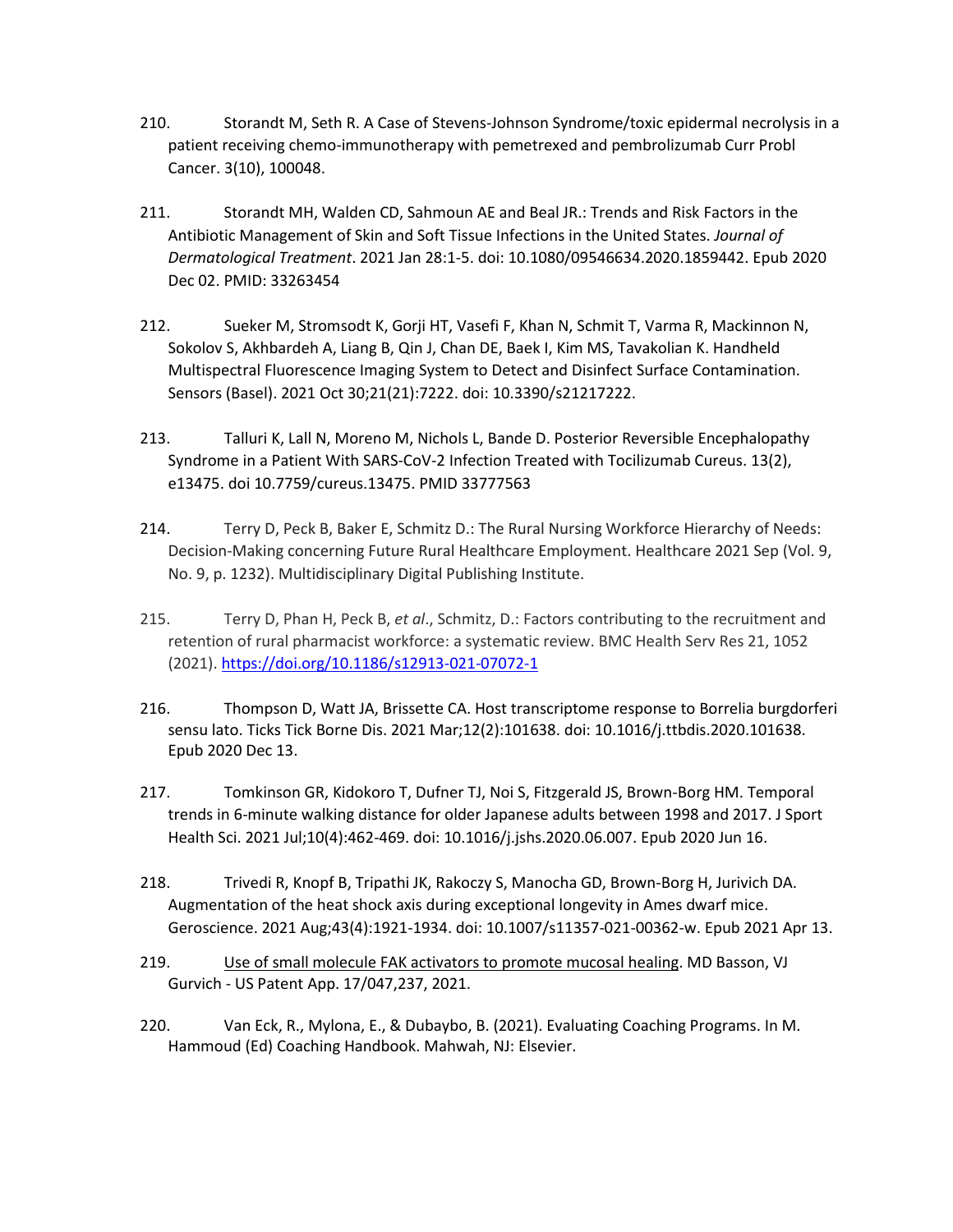210. Storandt M, Seth R. A Case of Stevens-Johnson Syndrome/toxic epidermal necrolysis in a patient receiving chemo-immunotherapy with pemetrexed and pembrolizumab Curr Probl Cancer. 3(10), 100048.

211. Storandt MH, Walden CD, Sahmoun AE and Beal JR.: Trends and Risk Factors in the Antibiotic Management of Skin and Soft Tissue Infections in the United States. *Journal of Dermatological Treatment*. 2021 Jan 28:1-5. doi: 10.1080/09546634.2020.1859442. Epub 2020 Dec 02. PMID: 33263454

212. Sueker M, Stromsodt K, Gorji HT, Vasefi F, Khan N, Schmit T, Varma R, Mackinnon N, Sokolov S, Akhbardeh A, Liang B, Qin J, Chan DE, Baek I, Kim MS, Tavakolian K. Handheld Multispectral Fluorescence Imaging System to Detect and Disinfect Surface Contamination. Sensors (Basel). 2021 Oct 30;21(21):7222. doi: 10.3390/s21217222.

213. Talluri K, Lall N, Moreno M, Nichols L, Bande D. Posterior Reversible Encephalopathy Syndrome in a Patient With SARS-CoV-2 Infection Treated with Tocilizumab Cureus. 13(2), e13475. doi 10.7759/cureus.13475. PMID 33777563

214. Terry D, Peck B, Baker E, Schmitz D.: The Rural Nursing Workforce Hierarchy of Needs: Decision-Making concerning Future Rural Healthcare Employment. Healthcare 2021 Sep (Vol. 9, No. 9, p. 1232). Multidisciplinary Digital Publishing Institute.

215. Terry D, Phan H, Peck B, *et al*., Schmitz, D.: Factors contributing to the recruitment and retention of rural pharmacist workforce: a systematic review. BMC Health Serv Res 21, 1052 (2021). https://doi.org/10.1186/s12913-021-07072-1

216. Thompson D, Watt JA, Brissette CA. Host transcriptome response to Borrelia burgdorferi sensu lato. Ticks Tick Borne Dis. 2021 Mar;12(2):101638. doi: 10.1016/j.ttbdis.2020.101638. Epub 2020 Dec 13.

217. Tomkinson GR, Kidokoro T, Dufner TJ, Noi S, Fitzgerald JS, Brown-Borg HM. Temporal trends in 6-minute walking distance for older Japanese adults between 1998 and 2017. J Sport Health Sci. 2021 Jul;10(4):462-469. doi: 10.1016/j.jshs.2020.06.007. Epub 2020 Jun 16.

218. Trivedi R, Knopf B, Tripathi JK, Rakoczy S, Manocha GD, Brown-Borg H, Jurivich DA. Augmentation of the heat shock axis during exceptional longevity in Ames dwarf mice. Geroscience. 2021 Aug;43(4):1921-1934. doi: 10.1007/s11357-021-00362-w. Epub 2021 Apr 13.

219. Use of small molecule FAK activators to promote mucosal healing. MD Basson, VJ Gurvich - US Patent App. 17/047,237, 2021.

220. Van Eck, R., Mylona, E., & Dubaybo, B. (2021). Evaluating Coaching Programs. In M. Hammoud (Ed) Coaching Handbook. Mahwah, NJ: Elsevier.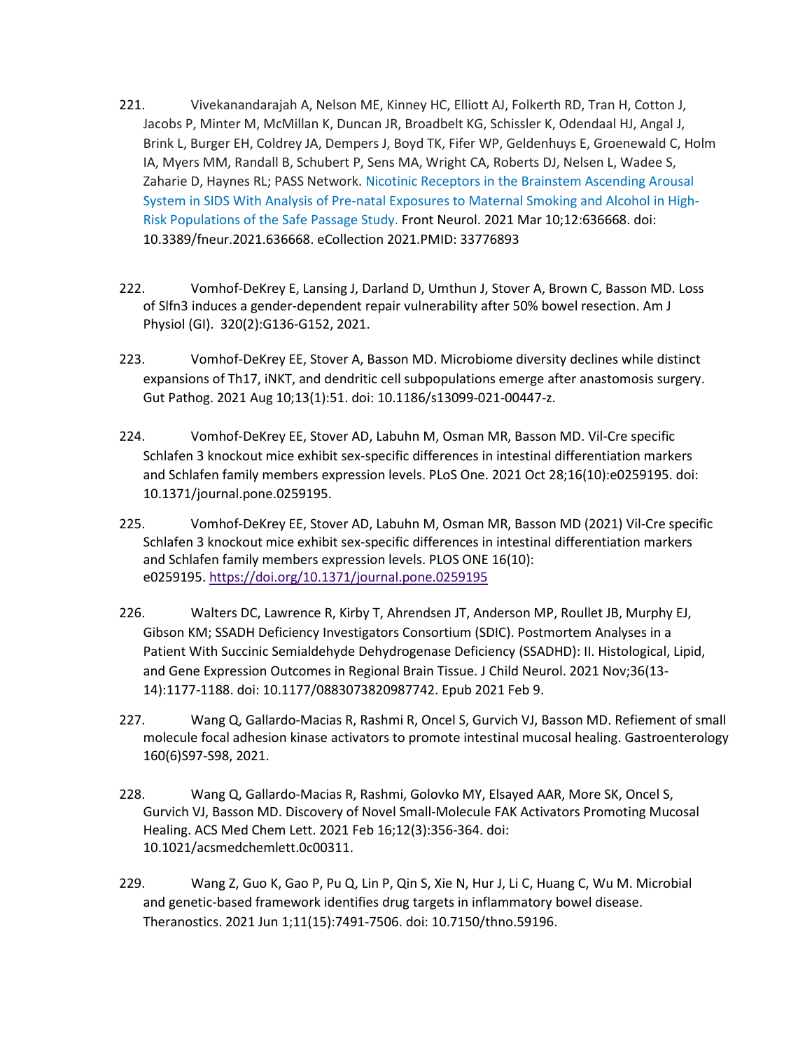221. Vivekanandarajah A, Nelson ME, Kinney HC, Elliott AJ, Folkerth RD, Tran H, Cotton J, Jacobs P, Minter M, McMillan K, Duncan JR, Broadbelt KG, Schissler K, Odendaal HJ, Angal J, Brink L, Burger EH, Coldrey JA, Dempers J, Boyd TK, Fifer WP, Geldenhuys E, Groenewald C, Holm IA, Myers MM, Randall B, Schubert P, Sens MA, Wright CA, Roberts DJ, Nelsen L, Wadee S, Zaharie D, Haynes RL; PASS Network. Nicotinic Receptors in the Brainstem Ascending Arousal System in SIDS With Analysis of Pre-natal Exposures to Maternal Smoking and Alcohol in High-Risk Populations of the Safe Passage Study. Front Neurol. 2021 Mar 10;12:636668. doi: 10.3389/fneur.2021.636668. eCollection 2021.PMID: 33776893

222. Vomhof-DeKrey E, Lansing J, Darland D, Umthun J, Stover A, Brown C, Basson MD. Loss of Slfn3 induces a gender-dependent repair vulnerability after 50% bowel resection. Am J Physiol (GI). 320(2):G136-G152, 2021.

223. Vomhof-DeKrey EE, Stover A, Basson MD. Microbiome diversity declines while distinct expansions of Th17, iNKT, and dendritic cell subpopulations emerge after anastomosis surgery. Gut Pathog. 2021 Aug 10;13(1):51. doi: 10.1186/s13099-021-00447-z.

224. Vomhof-DeKrey EE, Stover AD, Labuhn M, Osman MR, Basson MD. Vil-Cre specific Schlafen 3 knockout mice exhibit sex-specific differences in intestinal differentiation markers and Schlafen family members expression levels. PLoS One. 2021 Oct 28;16(10):e0259195. doi: 10.1371/journal.pone.0259195.

225. Vomhof-DeKrey EE, Stover AD, Labuhn M, Osman MR, Basson MD (2021) Vil-Cre specific Schlafen 3 knockout mice exhibit sex-specific differences in intestinal differentiation markers and Schlafen family members expression levels. PLOS ONE 16(10): e0259195. https://doi.org/10.1371/journal.pone.0259195

226. Walters DC, Lawrence R, Kirby T, Ahrendsen JT, Anderson MP, Roullet JB, Murphy EJ, Gibson KM; SSADH Deficiency Investigators Consortium (SDIC). Postmortem Analyses in a Patient With Succinic Semialdehyde Dehydrogenase Deficiency (SSADHD): II. Histological, Lipid, and Gene Expression Outcomes in Regional Brain Tissue. J Child Neurol. 2021 Nov;36(13-14):1177-1188. doi: 10.1177/0883073820987742. Epub 2021 Feb 9.

227. Wang Q, Gallardo-Macias R, Rashmi R, Oncel S, Gurvich VJ, Basson MD. Refiement of small molecule focal adhesion kinase activators to promote intestinal mucosal healing. Gastroenterology 160(6)S97-S98, 2021.

228. Wang Q, Gallardo-Macias R, Rashmi, Golovko MY, Elsayed AAR, More SK, Oncel S, Gurvich VJ, Basson MD. Discovery of Novel Small-Molecule FAK Activators Promoting Mucosal Healing. ACS Med Chem Lett. 2021 Feb 16;12(3):356-364. doi: 10.1021/acsmedchemlett.0c00311.

229. Wang Z, Guo K, Gao P, Pu Q, Lin P, Qin S, Xie N, Hur J, Li C, Huang C, Wu M. Microbial and genetic-based framework identifies drug targets in inflammatory bowel disease. Theranostics. 2021 Jun 1;11(15):7491-7506. doi: 10.7150/thno.59196.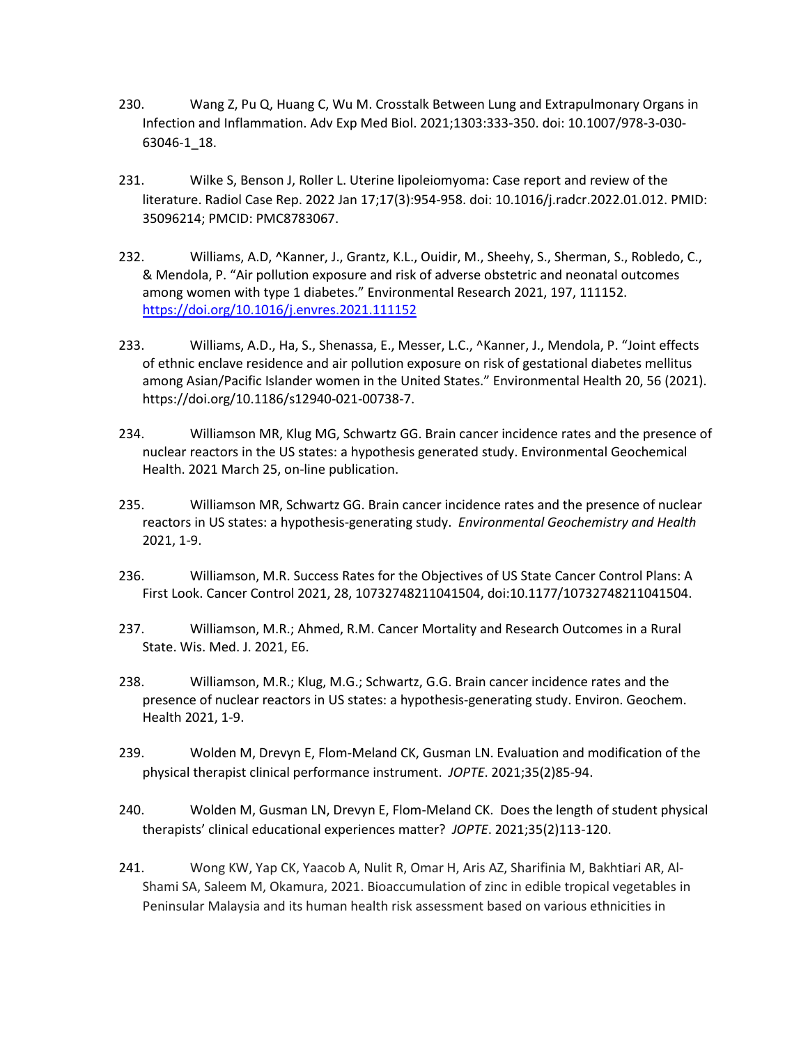230. Wang Z, Pu Q, Huang C, Wu M. Crosstalk Between Lung and Extrapulmonary Organs in Infection and Inflammation. Adv Exp Med Biol. 2021;1303:333-350. doi: 10.1007/978-3-030-63046-1_18.

231. Wilke S, Benson J, Roller L. Uterine lipoleiomyoma: Case report and review of the literature. Radiol Case Rep. 2022 Jan 17;17(3):954-958. doi: 10.1016/j.radcr.2022.01.012. PMID: 35096214; PMCID: PMC8783067.

232. Williams, A.D, ^Kanner, J., Grantz, K.L., Ouidir, M., Sheehy, S., Sherman, S., Robledo, C., & Mendola, P. "Air pollution exposure and risk of adverse obstetric and neonatal outcomes among women with type 1 diabetes." Environmental Research 2021, 197, 111152. [https://doi.org/10.1016/j.envres.2021.111152](https://doi.org/10.1016/j.envres.2021.111152)

233. Williams, A.D., Ha, S., Shenassa, E., Messer, L.C., ^Kanner, J., Mendola, P. "Joint effects of ethnic enclave residence and air pollution exposure on risk of gestational diabetes mellitus among Asian/Pacific Islander women in the United States." Environmental Health 20, 56 (2021). https://doi.org/10.1186/s12940-021-00738-7.

234. Williamson MR, Klug MG, Schwartz GG. Brain cancer incidence rates and the presence of nuclear reactors in the US states: a hypothesis generated study. Environmental Geochemical Health. 2021 March 25, on-line publication.

235. Williamson MR, Schwartz GG. Brain cancer incidence rates and the presence of nuclear reactors in US states: a hypothesis-generating study. *Environmental Geochemistry and Health* 2021, 1-9.

236. Williamson, M.R. Success Rates for the Objectives of US State Cancer Control Plans: A First Look. Cancer Control 2021, 28, 10732748211041504, doi:10.1177/10732748211041504.

237. Williamson, M.R.; Ahmed, R.M. Cancer Mortality and Research Outcomes in a Rural State. Wis. Med. J. 2021, E6.

238. Williamson, M.R.; Klug, M.G.; Schwartz, G.G. Brain cancer incidence rates and the presence of nuclear reactors in US states: a hypothesis-generating study. Environ. Geochem. Health 2021, 1-9.

239. Wolden M, Drevyn E, Flom-Meland CK, Gusman LN. Evaluation and modification of the physical therapist clinical performance instrument. *JOPTE*. 2021;35(2)85-94.

240. Wolden M, Gusman LN, Drevyn E, Flom-Meland CK. Does the length of student physical therapists' clinical educational experiences matter? *JOPTE*. 2021;35(2)113-120.

241. Wong KW, Yap CK, Yaacob A, Nulit R, Omar H, Aris AZ, Sharifinia M, Bakhtiari AR, Al-Shami SA, Saleem M, Okamura, 2021. Bioaccumulation of zinc in edible tropical vegetables in Peninsular Malaysia and its human health risk assessment based on various ethnicities in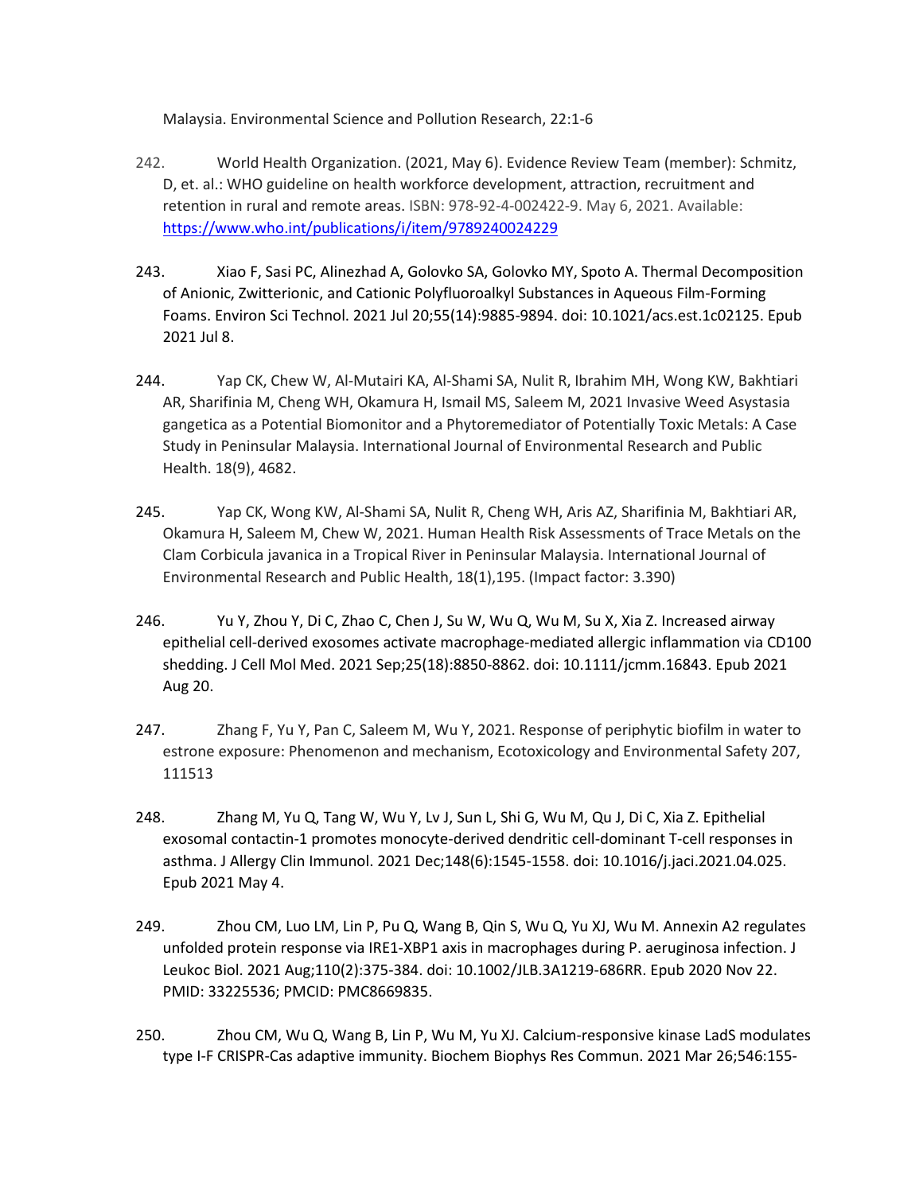Malaysia. Environmental Science and Pollution Research, 22:1-6

242. World Health Organization. (2021, May 6). Evidence Review Team (member): Schmitz, D, et. al.: WHO guideline on health workforce development, attraction, recruitment and retention in rural and remote areas. ISBN: 978-92-4-002422-9. May 6, 2021. Available: https://www.who.int/publications/i/item/9789240024229

243. Xiao F, Sasi PC, Alinezhad A, Golovko SA, Golovko MY, Spoto A. Thermal Decomposition of Anionic, Zwitterionic, and Cationic Polyfluoroalkyl Substances in Aqueous Film-Forming Foams. Environ Sci Technol. 2021 Jul 20;55(14):9885-9894. doi: 10.1021/acs.est.1c02125. Epub 2021 Jul 8.

244. Yap CK, Chew W, Al-Mutairi KA, Al-Shami SA, Nulit R, Ibrahim MH, Wong KW, Bakhtiari AR, Sharifinia M, Cheng WH, Okamura H, Ismail MS, Saleem M, 2021 Invasive Weed Asystasia gangetica as a Potential Biomonitor and a Phytoremediator of Potentially Toxic Metals: A Case Study in Peninsular Malaysia. International Journal of Environmental Research and Public Health. 18(9), 4682.

245. Yap CK, Wong KW, Al-Shami SA, Nulit R, Cheng WH, Aris AZ, Sharifinia M, Bakhtiari AR, Okamura H, Saleem M, Chew W, 2021. Human Health Risk Assessments of Trace Metals on the Clam Corbicula javanica in a Tropical River in Peninsular Malaysia. International Journal of Environmental Research and Public Health, 18(1),195. (Impact factor: 3.390)

246. Yu Y, Zhou Y, Di C, Zhao C, Chen J, Su W, Wu Q, Wu M, Su X, Xia Z. Increased airway epithelial cell-derived exosomes activate macrophage-mediated allergic inflammation via CD100 shedding. J Cell Mol Med. 2021 Sep;25(18):8850-8862. doi: 10.1111/jcmm.16843. Epub 2021 Aug 20.

247. Zhang F, Yu Y, Pan C, Saleem M, Wu Y, 2021. Response of periphytic biofilm in water to estrone exposure: Phenomenon and mechanism, Ecotoxicology and Environmental Safety 207, 111513

248. Zhang M, Yu Q, Tang W, Wu Y, Lv J, Sun L, Shi G, Wu M, Qu J, Di C, Xia Z. Epithelial exosomal contactin-1 promotes monocyte-derived dendritic cell-dominant T-cell responses in asthma. J Allergy Clin Immunol. 2021 Dec;148(6):1545-1558. doi: 10.1016/j.jaci.2021.04.025. Epub 2021 May 4.

249. Zhou CM, Luo LM, Lin P, Pu Q, Wang B, Qin S, Wu Q, Yu XJ, Wu M. Annexin A2 regulates unfolded protein response via IRE1-XBP1 axis in macrophages during P. aeruginosa infection. J Leukoc Biol. 2021 Aug;110(2):375-384. doi: 10.1002/JLB.3A1219-686RR. Epub 2020 Nov 22. PMID: 33225536; PMCID: PMC8669835.

250. Zhou CM, Wu Q, Wang B, Lin P, Wu M, Yu XJ. Calcium-responsive kinase LadS modulates type I-F CRISPR-Cas adaptive immunity. Biochem Biophys Res Commun. 2021 Mar 26;546:155-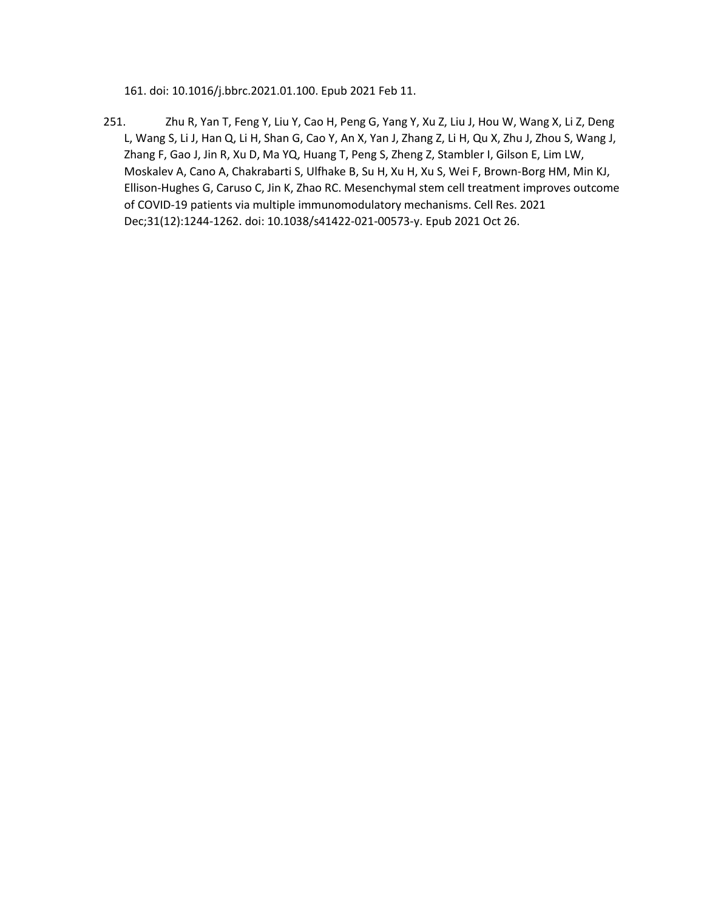161. doi: 10.1016/j.bbrc.2021.01.100. Epub 2021 Feb 11.

251. Zhu R, Yan T, Feng Y, Liu Y, Cao H, Peng G, Yang Y, Xu Z, Liu J, Hou W, Wang X, Li Z, Deng L, Wang S, Li J, Han Q, Li H, Shan G, Cao Y, An X, Yan J, Zhang Z, Li H, Qu X, Zhu J, Zhou S, Wang J, Zhang F, Gao J, Jin R, Xu D, Ma YQ, Huang T, Peng S, Zheng Z, Stambler I, Gilson E, Lim LW, Moskalev A, Cano A, Chakrabarti S, Ulfhake B, Su H, Xu H, Xu S, Wei F, Brown-Borg HM, Min KJ, Ellison-Hughes G, Caruso C, Jin K, Zhao RC. Mesenchymal stem cell treatment improves outcome of COVID-19 patients via multiple immunomodulatory mechanisms. Cell Res. 2021 Dec;31(12):1244-1262. doi: 10.1038/s41422-021-00573-y. Epub 2021 Oct 26.